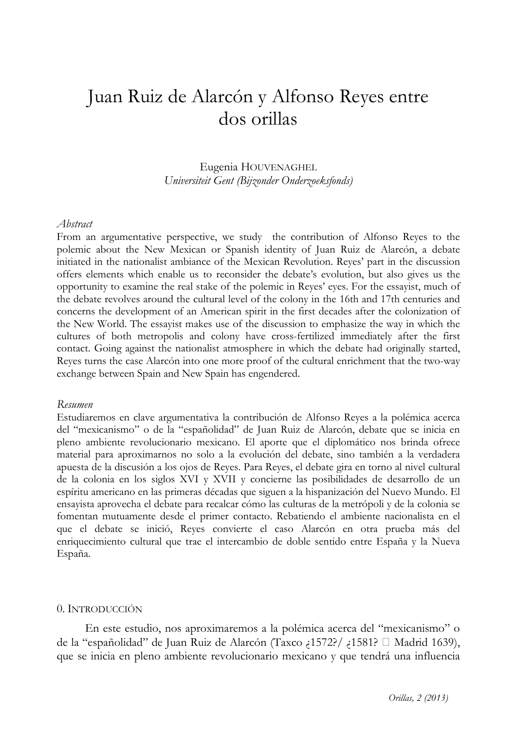# Juan Ruiz de Alarcón y Alfonso Reyes entre dos orillas

Eugenia Houvenaghel
*Universiteit Gent (Bijzonder Onderzoeksfonds)*

*Abstract*

From an argumentative perspective, we study the contribution of Alfonso Reyes to the polemic about the New Mexican or Spanish identity of Juan Ruiz de Alarcón, a debate initiated in the nationalist ambiance of the Mexican Revolution. Reyes' part in the discussion offers elements which enable us to reconsider the debate's evolution, but also gives us the opportunity to examine the real stake of the polemic in Reyes' eyes. For the essayist, much of the debate revolves around the cultural level of the colony in the 16th and 17th centuries and concerns the development of an American spirit in the first decades after the colonization of the New World. The essayist makes use of the discussion to emphasize the way in which the cultures of both metropolis and colony have cross-fertilized immediately after the first contact. Going against the nationalist atmosphere in which the debate had originally started, Reyes turns the case Alarcón into one more proof of the cultural enrichment that the two-way exchange between Spain and New Spain has engendered.

*Resumen*

Estudiaremos en clave argumentativa la contribución de Alfonso Reyes a la polémica acerca del "mexicanismo" o de la "españolidad" de Juan Ruiz de Alarcón, debate que se inicia en pleno ambiente revolucionario mexicano. El aporte que el diplomático nos brinda ofrece material para aproximarnos no solo a la evolución del debate, sino también a la verdadera apuesta de la discusión a los ojos de Reyes. Para Reyes, el debate gira en torno al nivel cultural de la colonia en los siglos XVI y XVII y concierne las posibilidades de desarrollo de un espíritu americano en las primeras décadas que siguen a la hispanización del Nuevo Mundo. El ensayista aprovecha el debate para recalcar cómo las culturas de la metrópoli y de la colonia se fomentan mutuamente desde el primer contacto. Rebatiendo el ambiente nacionalista en el que el debate se inició, Reyes convierte el caso Alarcón en otra prueba más del enriquecimiento cultural que trae el intercambio de doble sentido entre España y la Nueva España.

## 0. Introducción

En este estudio, nos aproximaremos a la polémica acerca del "mexicanismo" o de la "españolidad" de Juan Ruiz de Alarcón (Taxco ¿1572?/ ¿1581? – Madrid 1639), que se inicia en pleno ambiente revolucionario mexicano y que tendrá una influencia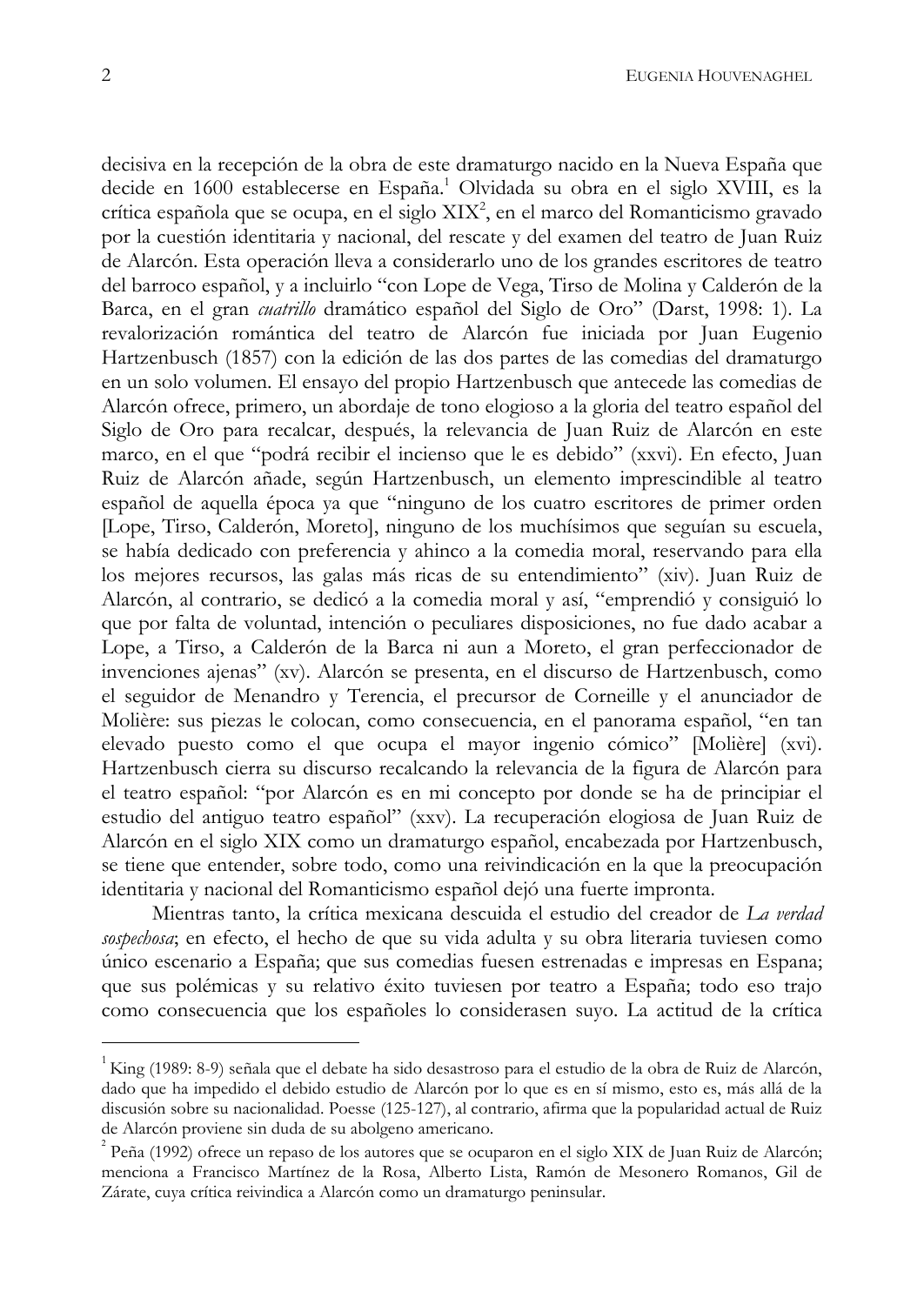decisiva en la recepción de la obra de este dramaturgo nacido en la Nueva España que decide en 1600 establecerse en España.[1] Olvidada su obra en el siglo XVIII, es la crítica española que se ocupa, en el siglo XIX[2], en el marco del Romanticismo gravado por la cuestión identitaria y nacional, del rescate y del examen del teatro de Juan Ruiz de Alarcón. Esta operación lleva a considerarlo uno de los grandes escritores de teatro del barroco español, y a incluirlo "con Lope de Vega, Tirso de Molina y Calderón de la Barca, en el gran *cuatrillo* dramático español del Siglo de Oro" (Darst, 1998: 1). La revalorización romántica del teatro de Alarcón fue iniciada por Juan Eugenio Hartzenbusch (1857) con la edición de las dos partes de las comedias del dramaturgo en un solo volumen. El ensayo del propio Hartzenbusch que antecede las comedias de Alarcón ofrece, primero, un abordaje de tono elogioso a la gloria del teatro español del Siglo de Oro para recalcar, después, la relevancia de Juan Ruiz de Alarcón en este marco, en el que "podrá recibir el incienso que le es debido" (xxvi). En efecto, Juan Ruiz de Alarcón añade, según Hartzenbusch, un elemento imprescindible al teatro español de aquella época ya que "ninguno de los cuatro escritores de primer orden [Lope, Tirso, Calderón, Moreto], ninguno de los muchísimos que seguían su escuela, se había dedicado con preferencia y ahinco a la comedia moral, reservando para ella los mejores recursos, las galas más ricas de su entendimiento" (xiv). Juan Ruiz de Alarcón, al contrario, se dedicó a la comedia moral y así, "emprendió y consiguió lo que por falta de voluntad, intención o peculiares disposiciones, no fue dado acabar a Lope, a Tirso, a Calderón de la Barca ni aun a Moreto, el gran perfeccionador de invenciones ajenas" (xv). Alarcón se presenta, en el discurso de Hartzenbusch, como el seguidor de Menandro y Terencia, el precursor de Corneille y el anunciador de Molière: sus piezas le colocan, como consecuencia, en el panorama español, "en tan elevado puesto como el que ocupa el mayor ingenio cómico" [Molière] (xvi). Hartzenbusch cierra su discurso recalcando la relevancia de la figura de Alarcón para el teatro español: "por Alarcón es en mi concepto por donde se ha de principiar el estudio del antiguo teatro español" (xxv). La recuperación elogiosa de Juan Ruiz de Alarcón en el siglo XIX como un dramaturgo español, encabezada por Hartzenbusch, se tiene que entender, sobre todo, como una reivindicación en la que la preocupación identitaria y nacional del Romanticismo español dejó una fuerte impronta.

Mientras tanto, la crítica mexicana descuida el estudio del creador de *La verdad sospechosa*; en efecto, el hecho de que su vida adulta y su obra literaria tuviesen como único escenario a España; que sus comedias fuesen estrenadas e impresas en Espana; que sus polémicas y su relativo éxito tuviesen por teatro a España; todo eso trajo como consecuencia que los españoles lo considerasen suyo. La actitud de la crítica

---

[1] King (1989: 8-9) señala que el debate ha sido desastroso para el estudio de la obra de Ruiz de Alarcón, dado que ha impedido el debido estudio de Alarcón por lo que es en sí mismo, esto es, más allá de la discusión sobre su nacionalidad. Poesse (125-127), al contrario, afirma que la popularidad actual de Ruiz de Alarcón proviene sin duda de su abolgeno americano.

[2] Peña (1992) ofrece un repaso de los autores que se ocuparon en el siglo XIX de Juan Ruiz de Alarcón; menciona a Francisco Martínez de la Rosa, Alberto Lista, Ramón de Mesonero Romanos, Gil de Zárate, cuya crítica reivindica a Alarcón como un dramaturgo peninsular.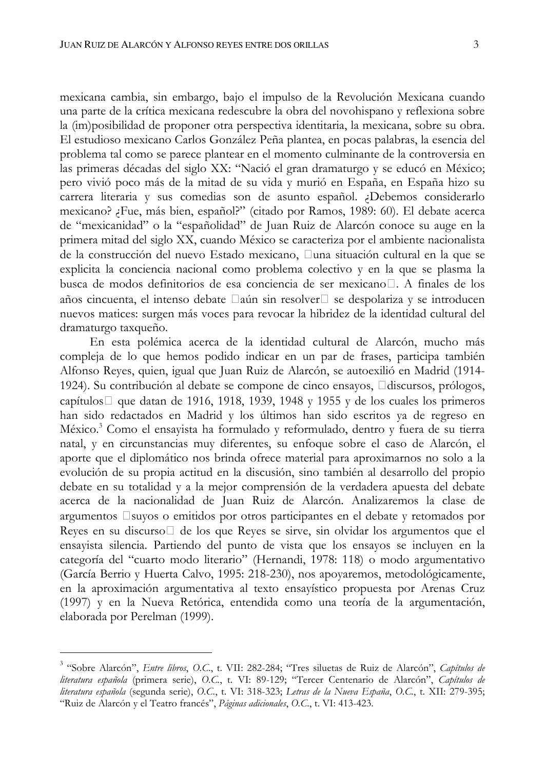mexicana cambia, sin embargo, bajo el impulso de la Revolución Mexicana cuando una parte de la crítica mexicana redescubre la obra del novohispano y reflexiona sobre la (im)posibilidad de proponer otra perspectiva identitaria, la mexicana, sobre su obra. El estudioso mexicano Carlos González Peña plantea, en pocas palabras, la esencia del problema tal como se parece plantear en el momento culminante de la controversia en las primeras décadas del siglo XX: "Nació el gran dramaturgo y se educó en México; pero vivió poco más de la mitad de su vida y murió en España, en España hizo su carrera literaria y sus comedias son de asunto español. ¿Debemos considerarlo mexicano? ¿Fue, más bien, español?" (citado por Ramos, 1989: 60). El debate acerca de "mexicanidad" o la "españolidad" de Juan Ruiz de Alarcón conoce su auge en la primera mitad del siglo XX, cuando México se caracteriza por el ambiente nacionalista de la construcción del nuevo Estado mexicano, una situación cultural en la que se explicita la conciencia nacional como problema colectivo y en la que se plasma la busca de modos definitorios de esa conciencia de ser mexicano. A finales de los años cincuenta, el intenso debate aún sin resolver se despolariza y se introducen nuevos matices: surgen más voces para revocar la hibridez de la identidad cultural del dramaturgo taxqueño.

En esta polémica acerca de la identidad cultural de Alarcón, mucho más compleja de lo que hemos podido indicar en un par de frases, participa también Alfonso Reyes, quien, igual que Juan Ruiz de Alarcón, se autoexilió en Madrid (1914-1924). Su contribución al debate se compone de cinco ensayos, discursos, prólogos, capítulos que datan de 1916, 1918, 1939, 1948 y 1955 y de los cuales los primeros han sido redactados en Madrid y los últimos han sido escritos ya de regreso en México.[3] Como el ensayista ha formulado y reformulado, dentro y fuera de su tierra natal, y en circunstancias muy diferentes, su enfoque sobre el caso de Alarcón, el aporte que el diplomático nos brinda ofrece material para aproximarnos no solo a la evolución de su propia actitud en la discusión, sino también al desarrollo del propio debate en su totalidad y a la mejor comprensión de la verdadera apuesta del debate acerca de la nacionalidad de Juan Ruiz de Alarcón. Analizaremos la clase de argumentos suyos o emitidos por otros participantes en el debate y retomados por Reyes en su discurso de los que Reyes se sirve, sin olvidar los argumentos que el ensayista silencia. Partiendo del punto de vista que los ensayos se incluyen en la categoría del "cuarto modo literario" (Hernandi, 1978: 118) o modo argumentativo (García Berrio y Huerta Calvo, 1995: 218-230), nos apoyaremos, metodológicamente, en la aproximación argumentativa al texto ensayístico propuesta por Arenas Cruz (1997) y en la Nueva Retórica, entendida como una teoría de la argumentación, elaborada por Perelman (1999).

---

[3] "Sobre Alarcón", *Entre libros*, *O.C.*, t. VII: 282-284; "Tres siluetas de Ruiz de Alarcón", *Capítulos de literatura española* (primera serie), *O.C.*, t. VI: 89-129; "Tercer Centenario de Alarcón", *Capítulos de literatura española* (segunda serie), *O.C.*, t. VI: 318-323; *Letras de la Nueva España*, *O.C.*, t. XII: 279-395; "Ruiz de Alarcón y el Teatro francés", *Páginas adicionales*, *O.C.*, t. VI: 413-423.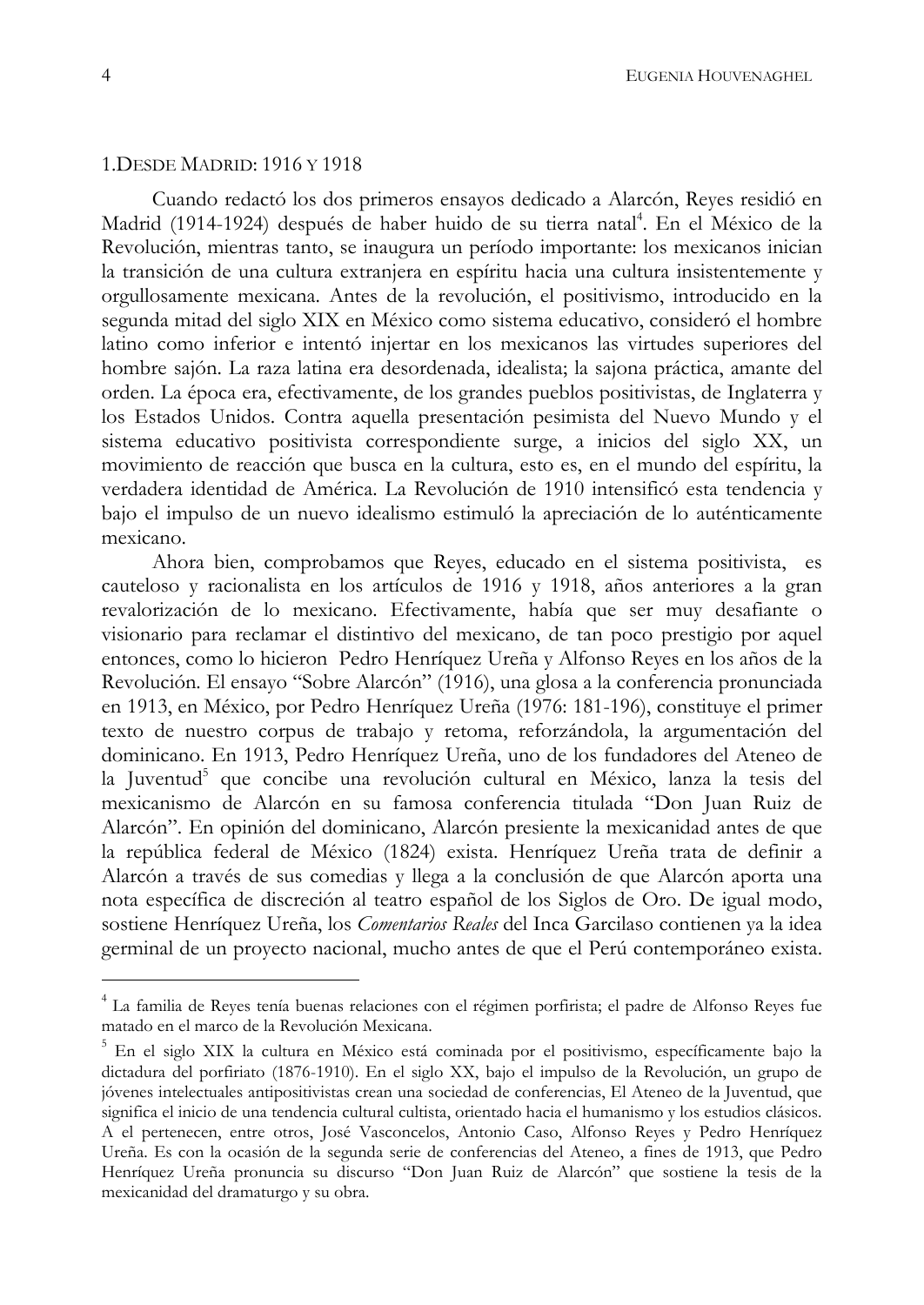## 1. Desde Madrid: 1916 y 1918

Cuando redactó los dos primeros ensayos dedicado a Alarcón, Reyes residió en Madrid (1914-1924) después de haber huido de su tierra natal[4]. En el México de la Revolución, mientras tanto, se inaugura un período importante: los mexicanos inician la transición de una cultura extranjera en espíritu hacia una cultura insistentemente y orgullosamente mexicana. Antes de la revolución, el positivismo, introducido en la segunda mitad del siglo XIX en México como sistema educativo, consideró el hombre latino como inferior e intentó injertar en los mexicanos las virtudes superiores del hombre sajón. La raza latina era desordenada, idealista; la sajona práctica, amante del orden. La época era, efectivamente, de los grandes pueblos positivistas, de Inglaterra y los Estados Unidos. Contra aquella presentación pesimista del Nuevo Mundo y el sistema educativo positivista correspondiente surge, a inicios del siglo XX, un movimiento de reacción que busca en la cultura, esto es, en el mundo del espíritu, la verdadera identidad de América. La Revolución de 1910 intensificó esta tendencia y bajo el impulso de un nuevo idealismo estimuló la apreciación de lo auténticamente mexicano.

Ahora bien, comprobamos que Reyes, educado en el sistema positivista, es cauteloso y racionalista en los artículos de 1916 y 1918, años anteriores a la gran revalorización de lo mexicano. Efectivamente, había que ser muy desafiante o visionario para reclamar el distintivo del mexicano, de tan poco prestigio por aquel entonces, como lo hicieron Pedro Henríquez Ureña y Alfonso Reyes en los años de la Revolución. El ensayo "Sobre Alarcón" (1916), una glosa a la conferencia pronunciada en 1913, en México, por Pedro Henríquez Ureña (1976: 181-196), constituye el primer texto de nuestro corpus de trabajo y retoma, reforzándola, la argumentación del dominicano. En 1913, Pedro Henríquez Ureña, uno de los fundadores del Ateneo de la Juventud[5] que concibe una revolución cultural en México, lanza la tesis del mexicanismo de Alarcón en su famosa conferencia titulada "Don Juan Ruiz de Alarcón". En opinión del dominicano, Alarcón presiente la mexicanidad antes de que la república federal de México (1824) exista. Henríquez Ureña trata de definir a Alarcón a través de sus comedias y llega a la conclusión de que Alarcón aporta una nota específica de discreción al teatro español de los Siglos de Oro. De igual modo, sostiene Henríquez Ureña, los *Comentarios Reales* del Inca Garcilaso contienen ya la idea germinal de un proyecto nacional, mucho antes de que el Perú contemporáneo exista.

---

[4] La familia de Reyes tenía buenas relaciones con el régimen porfirista; el padre de Alfonso Reyes fue matado en el marco de la Revolución Mexicana.

[5] En el siglo XIX la cultura en México está cominada por el positivismo, específicamente bajo la dictadura del porfiriato (1876-1910). En el siglo XX, bajo el impulso de la Revolución, un grupo de jóvenes intelectuales antipositivistas crean una sociedad de conferencias, El Ateneo de la Juventud, que significa el inicio de una tendencia cultural cultista, orientado hacia el humanismo y los estudios clásicos. A el pertenecen, entre otros, José Vasconcelos, Antonio Caso, Alfonso Reyes y Pedro Henríquez Ureña. Es con la ocasión de la segunda serie de conferencias del Ateneo, a fines de 1913, que Pedro Henríquez Ureña pronuncia su discurso "Don Juan Ruiz de Alarcón" que sostiene la tesis de la mexicanidad del dramaturgo y su obra.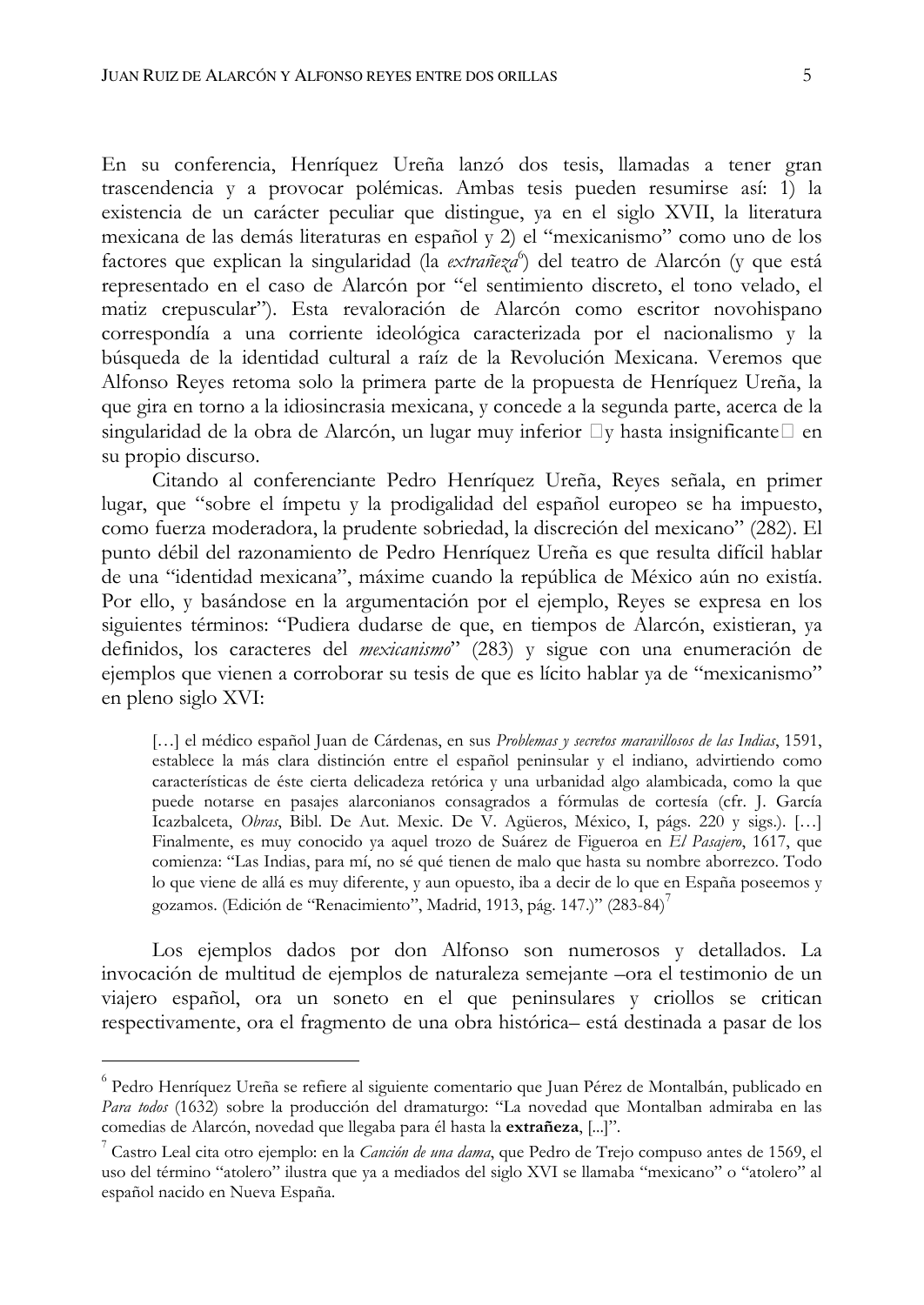En su conferencia, Henríquez Ureña lanzó dos tesis, llamadas a tener gran trascendencia y a provocar polémicas. Ambas tesis pueden resumirse así: 1) la existencia de un carácter peculiar que distingue, ya en el siglo XVII, la literatura mexicana de las demás literaturas en español y 2) el "mexicanismo" como uno de los factores que explican la singularidad (la *extrañeza*[6]) del teatro de Alarcón (y que está representado en el caso de Alarcón por "el sentimiento discreto, el tono velado, el matiz crepuscular"). Esta revaloración de Alarcón como escritor novohispano correspondía a una corriente ideológica caracterizada por el nacionalismo y la búsqueda de la identidad cultural a raíz de la Revolución Mexicana. Veremos que Alfonso Reyes retoma solo la primera parte de la propuesta de Henríquez Ureña, la que gira en torno a la idiosincrasia mexicana, y concede a la segunda parte, acerca de la singularidad de la obra de Alarcón, un lugar muy inferior y hasta insignificante en su propio discurso.

Citando al conferenciante Pedro Henríquez Ureña, Reyes señala, en primer lugar, que "sobre el ímpetu y la prodigalidad del español europeo se ha impuesto, como fuerza moderadora, la prudente sobriedad, la discreción del mexicano" (282). El punto débil del razonamiento de Pedro Henríquez Ureña es que resulta difícil hablar de una "identidad mexicana", máxime cuando la república de México aún no existía. Por ello, y basándose en la argumentación por el ejemplo, Reyes se expresa en los siguientes términos: "Pudiera dudarse de que, en tiempos de Alarcón, existieran, ya definidos, los caracteres del *mexicanismo*" (283) y sigue con una enumeración de ejemplos que vienen a corroborar su tesis de que es lícito hablar ya de "mexicanismo" en pleno siglo XVI:

> […] el médico español Juan de Cárdenas, en sus *Problemas y secretos maravillosos de las Indias*, 1591, establece la más clara distinción entre el español peninsular y el indiano, advirtiendo como características de éste cierta delicadeza retórica y una urbanidad algo alambicada, como la que puede notarse en pasajes alarconianos consagrados a fórmulas de cortesía (cfr. J. García Icazbalceta, *Obras*, Bibl. De Aut. Mexic. De V. Agüeros, México, I, págs. 220 y sigs.). […] Finalmente, es muy conocido ya aquel trozo de Suárez de Figueroa en *El Pasajero*, 1617, que comienza: "Las Indias, para mí, no sé qué tienen de malo que hasta su nombre aborrezco. Todo lo que viene de allá es muy diferente, y aun opuesto, iba a decir de lo que en España poseemos y gozamos. (Edición de "Renacimiento", Madrid, 1913, pág. 147.)" (283-84)[7]

Los ejemplos dados por don Alfonso son numerosos y detallados. La invocación de multitud de ejemplos de naturaleza semejante –ora el testimonio de un viajero español, ora un soneto en el que peninsulares y criollos se critican respectivamente, ora el fragmento de una obra histórica– está destinada a pasar de los

---

[6] Pedro Henríquez Ureña se refiere al siguiente comentario que Juan Pérez de Montalbán, publicado en *Para todos* (1632) sobre la producción del dramaturgo: "La novedad que Montalban admiraba en las comedias de Alarcón, novedad que llegaba para él hasta la **extrañeza**, [...]".

[7] Castro Leal cita otro ejemplo: en la *Canción de una dama*, que Pedro de Trejo compuso antes de 1569, el uso del término "atolero" ilustra que ya a mediados del siglo XVI se llamaba "mexicano" o "atolero" al español nacido en Nueva España.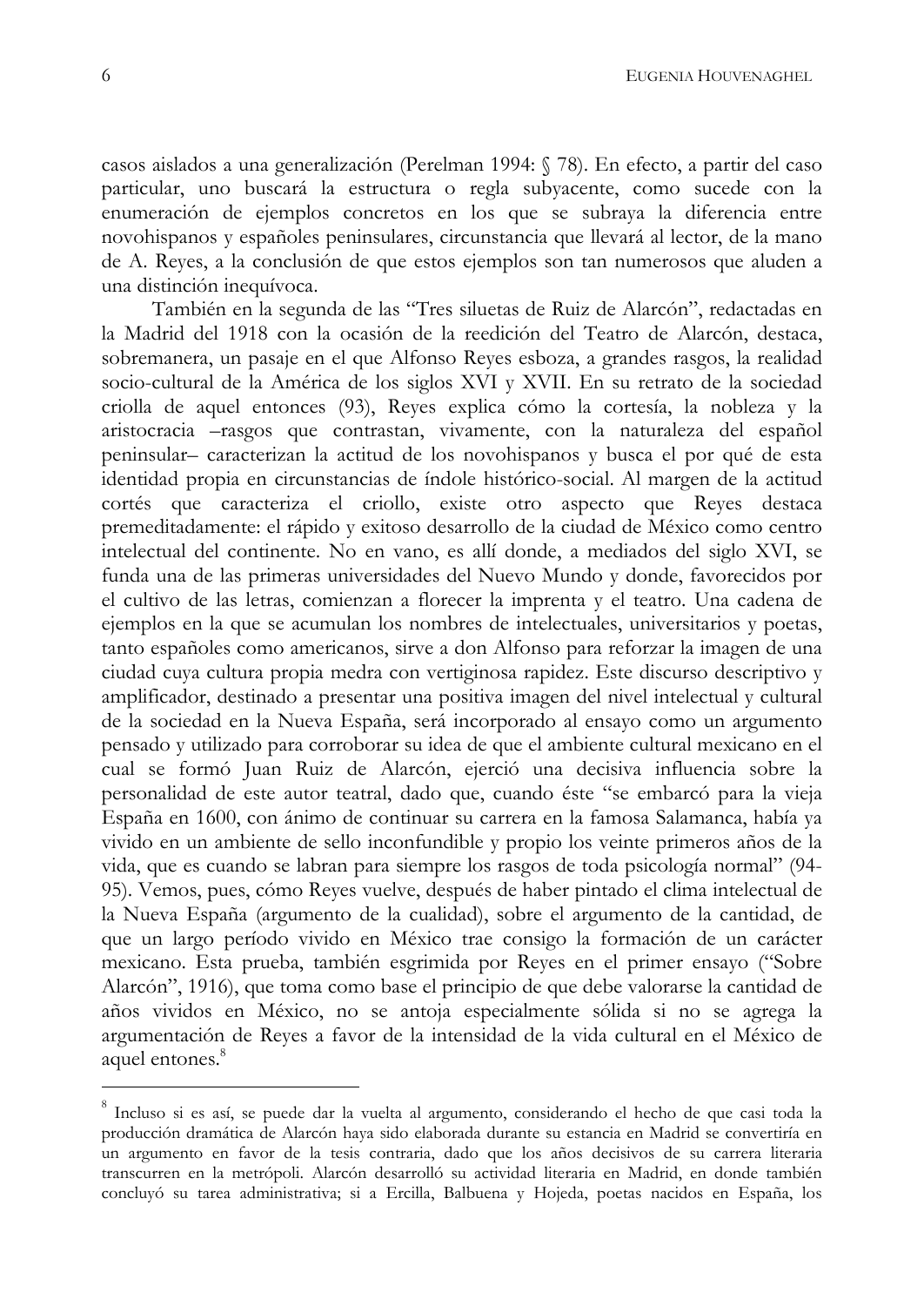casos aislados a una generalización (Perelman 1994: § 78). En efecto, a partir del caso particular, uno buscará la estructura o regla subyacente, como sucede con la enumeración de ejemplos concretos en los que se subraya la diferencia entre novohispanos y españoles peninsulares, circunstancia que llevará al lector, de la mano de A. Reyes, a la conclusión de que estos ejemplos son tan numerosos que aluden a una distinción inequívoca.

También en la segunda de las "Tres siluetas de Ruiz de Alarcón", redactadas en la Madrid del 1918 con la ocasión de la reedición del Teatro de Alarcón, destaca, sobremanera, un pasaje en el que Alfonso Reyes esboza, a grandes rasgos, la realidad socio-cultural de la América de los siglos XVI y XVII. En su retrato de la sociedad criolla de aquel entonces (93), Reyes explica cómo la cortesía, la nobleza y la aristocracia –rasgos que contrastan, vivamente, con la naturaleza del español peninsular– caracterizan la actitud de los novohispanos y busca el por qué de esta identidad propia en circunstancias de índole histórico-social. Al margen de la actitud cortés que caracteriza el criollo, existe otro aspecto que Reyes destaca premeditadamente: el rápido y exitoso desarrollo de la ciudad de México como centro intelectual del continente. No en vano, es allí donde, a mediados del siglo XVI, se funda una de las primeras universidades del Nuevo Mundo y donde, favorecidos por el cultivo de las letras, comienzan a florecer la imprenta y el teatro. Una cadena de ejemplos en la que se acumulan los nombres de intelectuales, universitarios y poetas, tanto españoles como americanos, sirve a don Alfonso para reforzar la imagen de una ciudad cuya cultura propia medra con vertiginosa rapidez. Este discurso descriptivo y amplificador, destinado a presentar una positiva imagen del nivel intelectual y cultural de la sociedad en la Nueva España, será incorporado al ensayo como un argumento pensado y utilizado para corroborar su idea de que el ambiente cultural mexicano en el cual se formó Juan Ruiz de Alarcón, ejerció una decisiva influencia sobre la personalidad de este autor teatral, dado que, cuando éste "se embarcó para la vieja España en 1600, con ánimo de continuar su carrera en la famosa Salamanca, había ya vivido en un ambiente de sello inconfundible y propio los veinte primeros años de la vida, que es cuando se labran para siempre los rasgos de toda psicología normal" (94-95). Vemos, pues, cómo Reyes vuelve, después de haber pintado el clima intelectual de la Nueva España (argumento de la cualidad), sobre el argumento de la cantidad, de que un largo período vivido en México trae consigo la formación de un carácter mexicano. Esta prueba, también esgrimida por Reyes en el primer ensayo ("Sobre Alarcón", 1916), que toma como base el principio de que debe valorarse la cantidad de años vividos en México, no se antoja especialmente sólida si no se agrega la argumentación de Reyes a favor de la intensidad de la vida cultural en el México de aquel entones.[8]

---

[8] Incluso si es así, se puede dar la vuelta al argumento, considerando el hecho de que casi toda la producción dramática de Alarcón haya sido elaborada durante su estancia en Madrid se convertiría en un argumento en favor de la tesis contraria, dado que los años decisivos de su carrera literaria transcurren en la metrópoli. Alarcón desarrolló su actividad literaria en Madrid, en donde también concluyó su tarea administrativa; si a Ercilla, Balbuena y Hojeda, poetas nacidos en España, los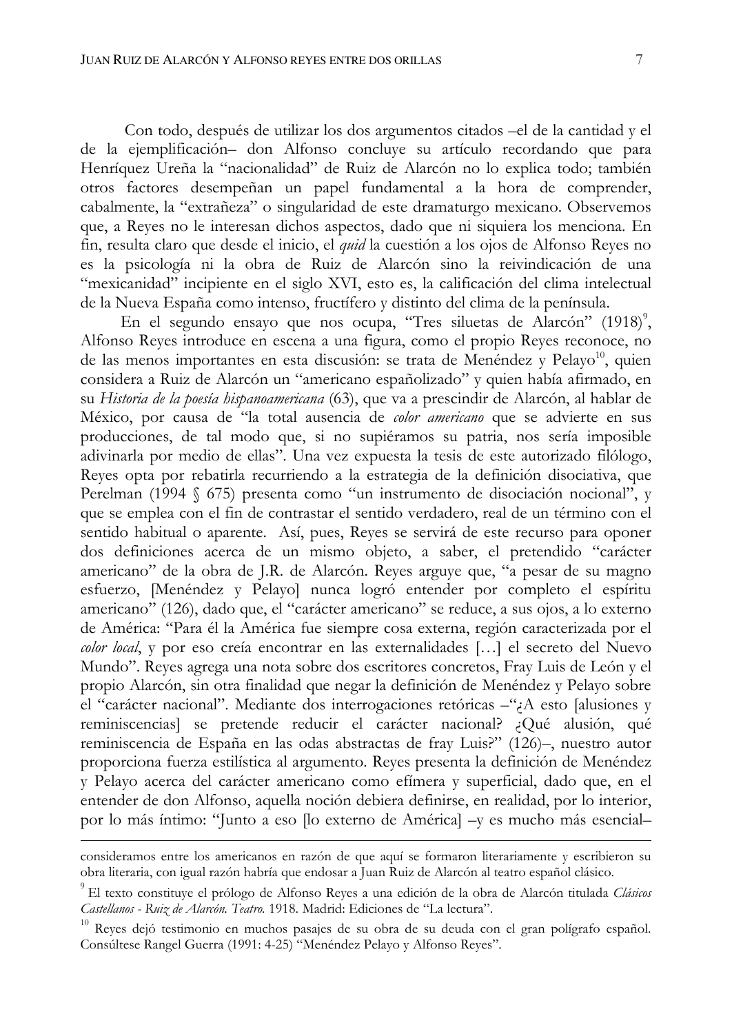Con todo, después de utilizar los dos argumentos citados –el de la cantidad y el de la ejemplificación– don Alfonso concluye su artículo recordando que para Henríquez Ureña la "nacionalidad" de Ruiz de Alarcón no lo explica todo; también otros factores desempeñan un papel fundamental a la hora de comprender, cabalmente, la "extrañeza" o singularidad de este dramaturgo mexicano. Observemos que, a Reyes no le interesan dichos aspectos, dado que ni siquiera los menciona. En fin, resulta claro que desde el inicio, el *quid* la cuestión a los ojos de Alfonso Reyes no es la psicología ni la obra de Ruiz de Alarcón sino la reivindicación de una "mexicanidad" incipiente en el siglo XVI, esto es, la calificación del clima intelectual de la Nueva España como intenso, fructífero y distinto del clima de la península.

En el segundo ensayo que nos ocupa, "Tres siluetas de Alarcón" (1918)[9], Alfonso Reyes introduce en escena a una figura, como el propio Reyes reconoce, no de las menos importantes en esta discusión: se trata de Menéndez y Pelayo[10], quien considera a Ruiz de Alarcón un "americano españolizado" y quien había afirmado, en su *Historia de la poesía hispanoamericana* (63), que va a prescindir de Alarcón, al hablar de México, por causa de "la total ausencia de *color americano* que se advierte en sus producciones, de tal modo que, si no supiéramos su patria, nos sería imposible adivinarla por medio de ellas". Una vez expuesta la tesis de este autorizado filólogo, Reyes opta por rebatirla recurriendo a la estrategia de la definición disociativa, que Perelman (1994 § 675) presenta como "un instrumento de disociación nocional", y que se emplea con el fin de contrastar el sentido verdadero, real de un término con el sentido habitual o aparente. Así, pues, Reyes se servirá de este recurso para oponer dos definiciones acerca de un mismo objeto, a saber, el pretendido "carácter americano" de la obra de J.R. de Alarcón. Reyes arguye que, "a pesar de su magno esfuerzo, [Menéndez y Pelayo] nunca logró entender por completo el espíritu americano" (126), dado que, el "carácter americano" se reduce, a sus ojos, a lo externo de América: "Para él la América fue siempre cosa externa, región caracterizada por el *color local*, y por eso creía encontrar en las externalidades […] el secreto del Nuevo Mundo". Reyes agrega una nota sobre dos escritores concretos, Fray Luis de León y el propio Alarcón, sin otra finalidad que negar la definición de Menéndez y Pelayo sobre el "carácter nacional". Mediante dos interrogaciones retóricas –"¿A esto [alusiones y reminiscencias] se pretende reducir el carácter nacional? ¿Qué alusión, qué reminiscencia de España en las odas abstractas de fray Luis?" (126)–, nuestro autor proporciona fuerza estilística al argumento. Reyes presenta la definición de Menéndez y Pelayo acerca del carácter americano como efímera y superficial, dado que, en el entender de don Alfonso, aquella noción debiera definirse, en realidad, por lo interior, por lo más íntimo: "Junto a eso [lo externo de América] –y es mucho más esencial–

---

consideramos entre los americanos en razón de que aquí se formaron literariamente y escribieron su obra literaria, con igual razón habría que endosar a Juan Ruiz de Alarcón al teatro español clásico.

[9] El texto constituye el prólogo de Alfonso Reyes a una edición de la obra de Alarcón titulada *Clásicos Castellanos - Ruiz de Alarcón. Teatro.* 1918. Madrid: Ediciones de "La lectura".

[10] Reyes dejó testimonio en muchos pasajes de su obra de su deuda con el gran polígrafo español. Consúltese Rangel Guerra (1991: 4-25) "Menéndez Pelayo y Alfonso Reyes".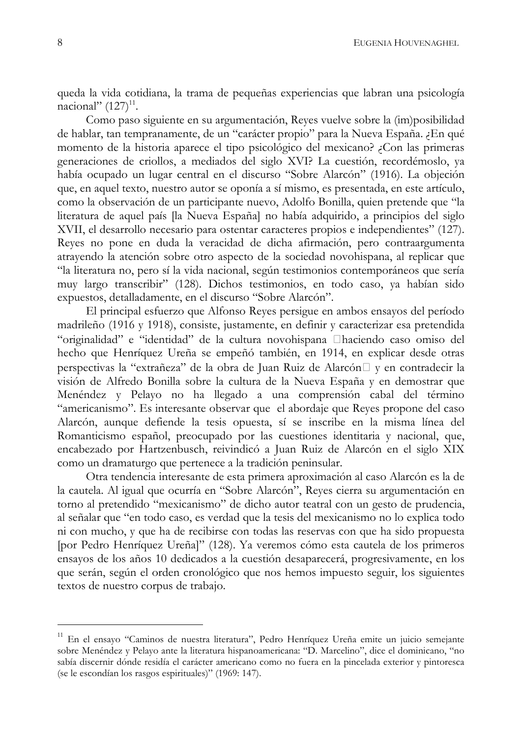queda la vida cotidiana, la trama de pequeñas experiencias que labran una psicología nacional" (127)[11].

Como paso siguiente en su argumentación, Reyes vuelve sobre la (im)posibilidad de hablar, tan tempranamente, de un "carácter propio" para la Nueva España. ¿En qué momento de la historia aparece el tipo psicológico del mexicano? ¿Con las primeras generaciones de criollos, a mediados del siglo XVI? La cuestión, recordémoslo, ya había ocupado un lugar central en el discurso "Sobre Alarcón" (1916). La objeción que, en aquel texto, nuestro autor se oponía a sí mismo, es presentada, en este artículo, como la observación de un participante nuevo, Adolfo Bonilla, quien pretende que "la literatura de aquel país [la Nueva España] no había adquirido, a principios del siglo XVII, el desarrollo necesario para ostentar caracteres propios e independientes" (127). Reyes no pone en duda la veracidad de dicha afirmación, pero contraargumenta atrayendo la atención sobre otro aspecto de la sociedad novohispana, al replicar que "la literatura no, pero sí la vida nacional, según testimonios contemporáneos que sería muy largo transcribir" (128). Dichos testimonios, en todo caso, ya habían sido expuestos, detalladamente, en el discurso "Sobre Alarcón".

El principal esfuerzo que Alfonso Reyes persigue en ambos ensayos del período madrileño (1916 y 1918), consiste, justamente, en definir y caracterizar esa pretendida "originalidad" e "identidad" de la cultura novohispana haciendo caso omiso del hecho que Henríquez Ureña se empeñó también, en 1914, en explicar desde otras perspectivas la "extrañeza" de la obra de Juan Ruiz de Alarcón y en contradecir la visión de Alfredo Bonilla sobre la cultura de la Nueva España y en demostrar que Menéndez y Pelayo no ha llegado a una comprensión cabal del término "americanismo". Es interesante observar que el abordaje que Reyes propone del caso Alarcón, aunque defiende la tesis opuesta, sí se inscribe en la misma línea del Romanticismo español, preocupado por las cuestiones identitaria y nacional, que, encabezado por Hartzenbusch, reivindicó a Juan Ruiz de Alarcón en el siglo XIX como un dramaturgo que pertenece a la tradición peninsular.

Otra tendencia interesante de esta primera aproximación al caso Alarcón es la de la cautela. Al igual que ocurría en "Sobre Alarcón", Reyes cierra su argumentación en torno al pretendido "mexicanismo" de dicho autor teatral con un gesto de prudencia, al señalar que "en todo caso, es verdad que la tesis del mexicanismo no lo explica todo ni con mucho, y que ha de recibirse con todas las reservas con que ha sido propuesta [por Pedro Henríquez Ureña]" (128). Ya veremos cómo esta cautela de los primeros ensayos de los años 10 dedicados a la cuestión desaparecerá, progresivamente, en los que serán, según el orden cronológico que nos hemos impuesto seguir, los siguientes textos de nuestro corpus de trabajo.

---

[11] En el ensayo "Caminos de nuestra literatura", Pedro Henríquez Ureña emite un juicio semejante sobre Menéndez y Pelayo ante la literatura hispanoamericana: "D. Marcelino", dice el dominicano, "no sabía discernir dónde residía el carácter americano como no fuera en la pincelada exterior y pintoresca (se le escondían los rasgos espirituales)" (1969: 147).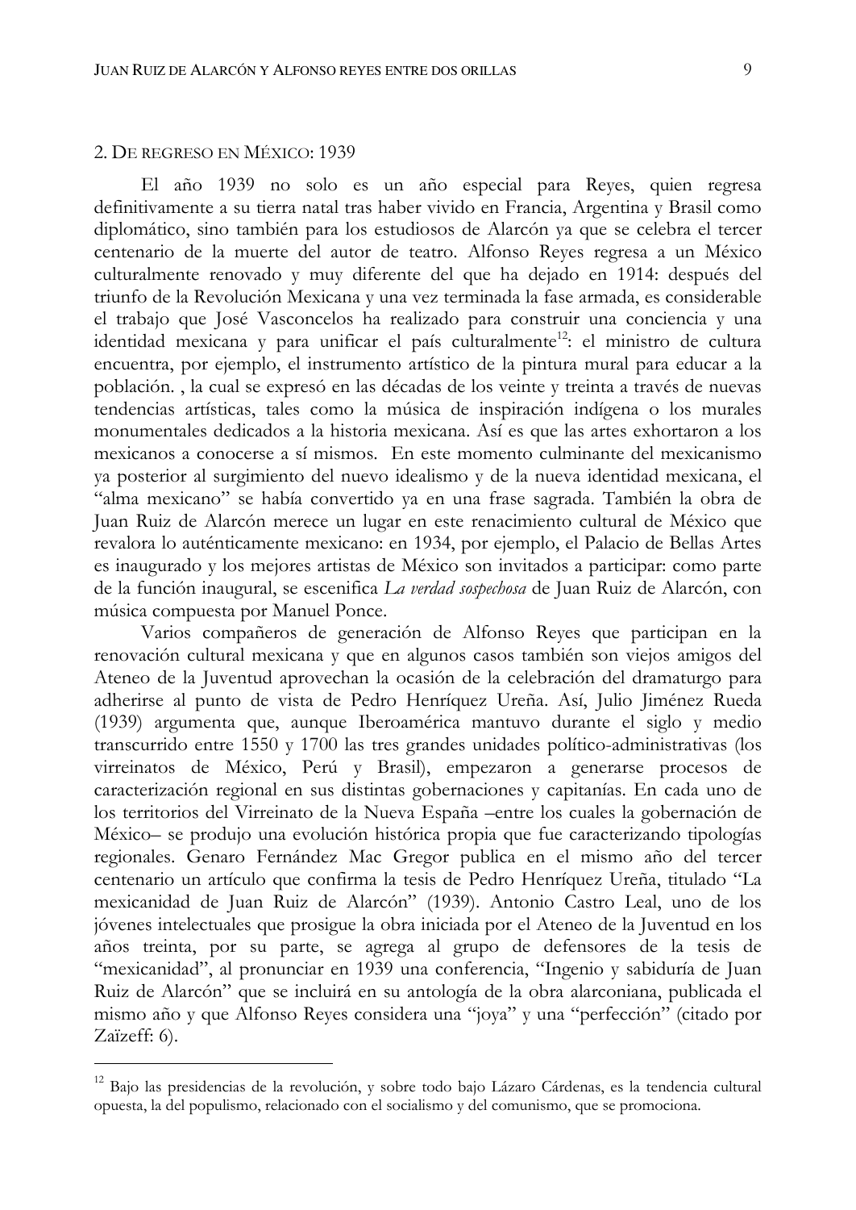## 2. De regreso en México: 1939

El año 1939 no solo es un año especial para Reyes, quien regresa definitivamente a su tierra natal tras haber vivido en Francia, Argentina y Brasil como diplomático, sino también para los estudiosos de Alarcón ya que se celebra el tercer centenario de la muerte del autor de teatro. Alfonso Reyes regresa a un México culturalmente renovado y muy diferente del que ha dejado en 1914: después del triunfo de la Revolución Mexicana y una vez terminada la fase armada, es considerable el trabajo que José Vasconcelos ha realizado para construir una conciencia y una identidad mexicana y para unificar el país culturalmente[12]: el ministro de cultura encuentra, por ejemplo, el instrumento artístico de la pintura mural para educar a la población. , la cual se expresó en las décadas de los veinte y treinta a través de nuevas tendencias artísticas, tales como la música de inspiración indígena o los murales monumentales dedicados a la historia mexicana. Así es que las artes exhortaron a los mexicanos a conocerse a sí mismos. En este momento culminante del mexicanismo ya posterior al surgimiento del nuevo idealismo y de la nueva identidad mexicana, el "alma mexicano" se había convertido ya en una frase sagrada. También la obra de Juan Ruiz de Alarcón merece un lugar en este renacimiento cultural de México que revalora lo auténticamente mexicano: en 1934, por ejemplo, el Palacio de Bellas Artes es inaugurado y los mejores artistas de México son invitados a participar: como parte de la función inaugural, se escenifica *La verdad sospechosa* de Juan Ruiz de Alarcón, con música compuesta por Manuel Ponce.

Varios compañeros de generación de Alfonso Reyes que participan en la renovación cultural mexicana y que en algunos casos también son viejos amigos del Ateneo de la Juventud aprovechan la ocasión de la celebración del dramaturgo para adherirse al punto de vista de Pedro Henríquez Ureña. Así, Julio Jiménez Rueda (1939) argumenta que, aunque Iberoamérica mantuvo durante el siglo y medio transcurrido entre 1550 y 1700 las tres grandes unidades político-administrativas (los virreinatos de México, Perú y Brasil), empezaron a generarse procesos de caracterización regional en sus distintas gobernaciones y capitanías. En cada uno de los territorios del Virreinato de la Nueva España –entre los cuales la gobernación de México– se produjo una evolución histórica propia que fue caracterizando tipologías regionales. Genaro Fernández Mac Gregor publica en el mismo año del tercer centenario un artículo que confirma la tesis de Pedro Henríquez Ureña, titulado "La mexicanidad de Juan Ruiz de Alarcón" (1939). Antonio Castro Leal, uno de los jóvenes intelectuales que prosigue la obra iniciada por el Ateneo de la Juventud en los años treinta, por su parte, se agrega al grupo de defensores de la tesis de "mexicanidad", al pronunciar en 1939 una conferencia, "Ingenio y sabiduría de Juan Ruiz de Alarcón" que se incluirá en su antología de la obra alarconiana, publicada el mismo año y que Alfonso Reyes considera una "joya" y una "perfección" (citado por Zaïzeff: 6).

---

[12] Bajo las presidencias de la revolución, y sobre todo bajo Lázaro Cárdenas, es la tendencia cultural opuesta, la del populismo, relacionado con el socialismo y del comunismo, que se promociona.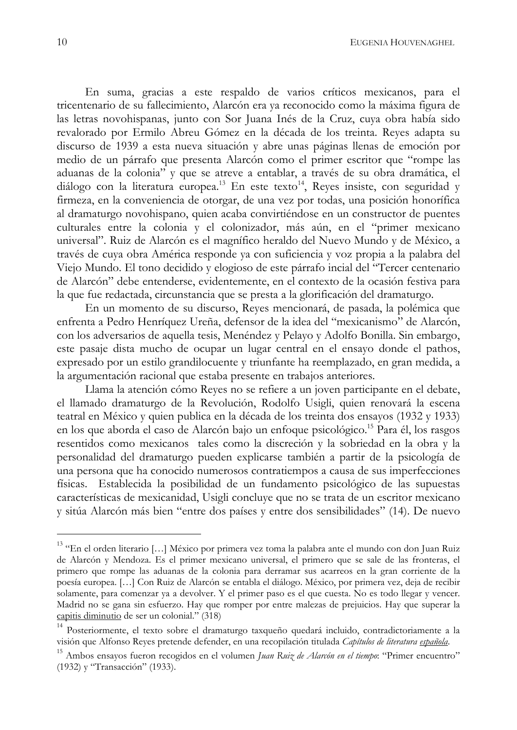En suma, gracias a este respaldo de varios críticos mexicanos, para el tricentenario de su fallecimiento, Alarcón era ya reconocido como la máxima figura de las letras novohispanas, junto con Sor Juana Inés de la Cruz, cuya obra había sido revalorado por Ermilo Abreu Gómez en la década de los treinta. Reyes adapta su discurso de 1939 a esta nueva situación y abre unas páginas llenas de emoción por medio de un párrafo que presenta Alarcón como el primer escritor que "rompe las aduanas de la colonia" y que se atreve a entablar, a través de su obra dramática, el diálogo con la literatura europea.[13] En este texto[14], Reyes insiste, con seguridad y firmeza, en la conveniencia de otorgar, de una vez por todas, una posición honorífica al dramaturgo novohispano, quien acaba convirtiéndose en un constructor de puentes culturales entre la colonia y el colonizador, más aún, en el "primer mexicano universal". Ruiz de Alarcón es el magnífico heraldo del Nuevo Mundo y de México, a través de cuya obra América responde ya con suficiencia y voz propia a la palabra del Viejo Mundo. El tono decidido y elogioso de este párrafo incial del "Tercer centenario de Alarcón" debe entenderse, evidentemente, en el contexto de la ocasión festiva para la que fue redactada, circunstancia que se presta a la glorificación del dramaturgo.

En un momento de su discurso, Reyes mencionará, de pasada, la polémica que enfrenta a Pedro Henríquez Ureña, defensor de la idea del "mexicanismo" de Alarcón, con los adversarios de aquella tesis, Menéndez y Pelayo y Adolfo Bonilla. Sin embargo, este pasaje dista mucho de ocupar un lugar central en el ensayo donde el pathos, expresado por un estilo grandilocuente y triunfante ha reemplazado, en gran medida, a la argumentación racional que estaba presente en trabajos anteriores.

Llama la atención cómo Reyes no se refiere a un joven participante en el debate, el llamado dramaturgo de la Revolución, Rodolfo Usigli, quien renovará la escena teatral en México y quien publica en la década de los treinta dos ensayos (1932 y 1933) en los que aborda el caso de Alarcón bajo un enfoque psicológico.[15] Para él, los rasgos resentidos como mexicanos tales como la discreción y la sobriedad en la obra y la personalidad del dramaturgo pueden explicarse también a partir de la psicología de una persona que ha conocido numerosos contratiempos a causa de sus imperfecciones físicas. Establecida la posibilidad de un fundamento psicológico de las supuestas características de mexicanidad, Usigli concluye que no se trata de un escritor mexicano y sitúa Alarcón más bien "entre dos países y entre dos sensibilidades" (14). De nuevo

---

[13] "En el orden literario […] México por primera vez toma la palabra ante el mundo con don Juan Ruiz de Alarcón y Mendoza. Es el primer mexicano universal, el primero que se sale de las fronteras, el primero que rompe las aduanas de la colonia para derramar sus acarreos en la gran corriente de la poesía europea. […] Con Ruiz de Alarcón se entabla el diálogo. México, por primera vez, deja de recibir solamente, para comenzar ya a devolver. Y el primer paso es el que cuesta. No es todo llegar y vencer. Madrid no se gana sin esfuerzo. Hay que romper por entre malezas de prejuicios. Hay que superar la capitis diminutio de ser un colonial." (318)

[14] Posteriormente, el texto sobre el dramaturgo taxqueño quedará incluido, contradictoriamente a la visión que Alfonso Reyes pretende defender, en una recopilación titulada *Capítulos de literatura española*.

[15] Ambos ensayos fueron recogidos en el volumen *Juan Ruiz de Alarcón en el tiempo*: "Primer encuentro" (1932) y "Transacción" (1933).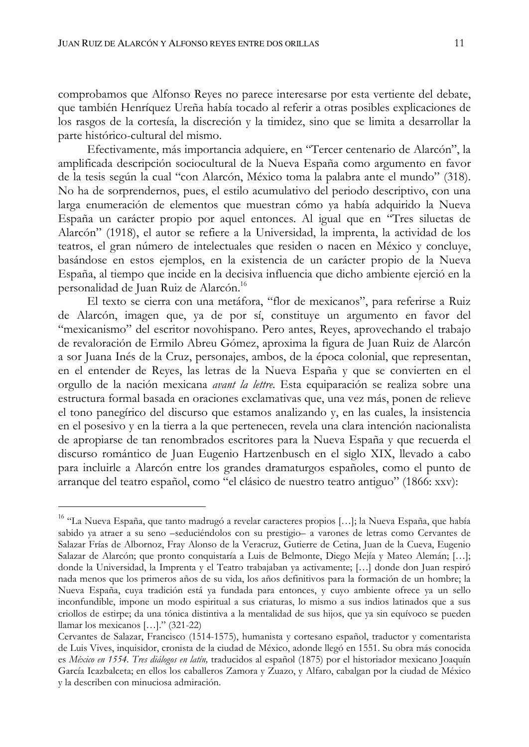comprobamos que Alfonso Reyes no parece interesarse por esta vertiente del debate, que también Henríquez Ureña había tocado al referir a otras posibles explicaciones de los rasgos de la cortesía, la discreción y la timidez, sino que se limita a desarrollar la parte histórico-cultural del mismo.

Efectivamente, más importancia adquiere, en "Tercer centenario de Alarcón", la amplificada descripción sociocultural de la Nueva España como argumento en favor de la tesis según la cual "con Alarcón, México toma la palabra ante el mundo" (318). No ha de sorprendernos, pues, el estilo acumulativo del periodo descriptivo, con una larga enumeración de elementos que muestran cómo ya había adquirido la Nueva España un carácter propio por aquel entonces. Al igual que en "Tres siluetas de Alarcón" (1918), el autor se refiere a la Universidad, la imprenta, la actividad de los teatros, el gran número de intelectuales que residen o nacen en México y concluye, basándose en estos ejemplos, en la existencia de un carácter propio de la Nueva España, al tiempo que incide en la decisiva influencia que dicho ambiente ejerció en la personalidad de Juan Ruiz de Alarcón.[16]

El texto se cierra con una metáfora, "flor de mexicanos", para referirse a Ruiz de Alarcón, imagen que, ya de por sí, constituye un argumento en favor del "mexicanismo" del escritor novohispano. Pero antes, Reyes, aprovechando el trabajo de revaloración de Ermilo Abreu Gómez, aproxima la figura de Juan Ruiz de Alarcón a sor Juana Inés de la Cruz, personajes, ambos, de la época colonial, que representan, en el entender de Reyes, las letras de la Nueva España y que se convierten en el orgullo de la nación mexicana *avant la lettre*. Esta equiparación se realiza sobre una estructura formal basada en oraciones exclamativas que, una vez más, ponen de relieve el tono panegírico del discurso que estamos analizando y, en las cuales, la insistencia en el posesivo y en la tierra a la que pertenecen, revela una clara intención nacionalista de apropiarse de tan renombrados escritores para la Nueva España y que recuerda el discurso romántico de Juan Eugenio Hartzenbusch en el siglo XIX, llevado a cabo para incluirle a Alarcón entre los grandes dramaturgos españoles, como el punto de arranque del teatro español, como "el clásico de nuestro teatro antiguo" (1866: xxv):

---

[16] "La Nueva España, que tanto madrugó a revelar caracteres propios […]; la Nueva España, que había sabido ya atraer a su seno –seduciéndolos con su prestigio– a varones de letras como Cervantes de Salazar Frías de Albornoz, Fray Alonso de la Veracruz, Gutierre de Cetina, Juan de la Cueva, Eugenio Salazar de Alarcón; que pronto conquistaría a Luis de Belmonte, Diego Mejía y Mateo Alemán; […]; donde la Universidad, la Imprenta y el Teatro trabajaban ya activamente; […] donde don Juan respiró nada menos que los primeros años de su vida, los años definitivos para la formación de un hombre; la Nueva España, cuya tradición está ya fundada para entonces, y cuyo ambiente ofrece ya un sello inconfundible, impone un modo espiritual a sus criaturas, lo mismo a sus indios latinados que a sus criollos de estirpe; da una tónica distintiva a la mentalidad de sus hijos, que ya sin equívoco se pueden llamar los mexicanos […]." (321-22)

Cervantes de Salazar, Francisco (1514-1575), humanista y cortesano español, traductor y comentarista de Luis Vives, inquisidor, cronista de la ciudad de México, adonde llegó en 1551. Su obra más conocida es *México en 1554. Tres diálogos en latín,* traducidos al español (1875) por el historiador mexicano Joaquín García Icazbalceta; en ellos los caballeros Zamora y Zuazo, y Alfaro, cabalgan por la ciudad de México y la describen con minuciosa admiración.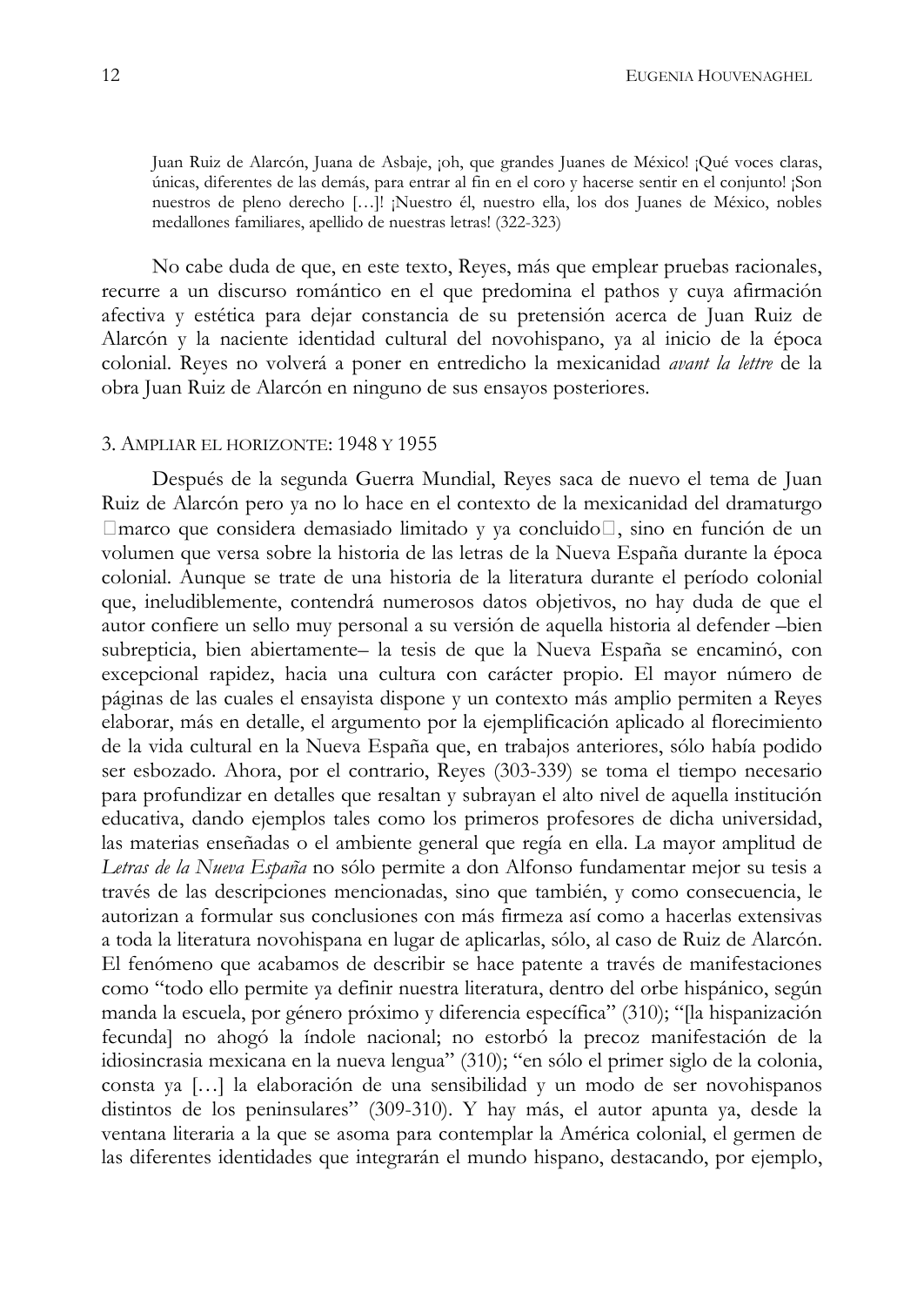> Juan Ruiz de Alarcón, Juana de Asbaje, ¡oh, que grandes Juanes de México! ¡Qué voces claras, únicas, diferentes de las demás, para entrar al fin en el coro y hacerse sentir en el conjunto! ¡Son nuestros de pleno derecho […]! ¡Nuestro él, nuestro ella, los dos Juanes de México, nobles medallones familiares, apellido de nuestras letras! (322-323)

No cabe duda de que, en este texto, Reyes, más que emplear pruebas racionales, recurre a un discurso romántico en el que predomina el pathos y cuya afirmación afectiva y estética para dejar constancia de su pretensión acerca de Juan Ruiz de Alarcón y la naciente identidad cultural del novohispano, ya al inicio de la época colonial. Reyes no volverá a poner en entredicho la mexicanidad *avant la lettre* de la obra Juan Ruiz de Alarcón en ninguno de sus ensayos posteriores.

## 3. AMPLIAR EL HORIZONTE: 1948 Y 1955

Después de la segunda Guerra Mundial, Reyes saca de nuevo el tema de Juan Ruiz de Alarcón pero ya no lo hace en el contexto de la mexicanidad del dramaturgo marco que considera demasiado limitado y ya concluido, sino en función de un volumen que versa sobre la historia de las letras de la Nueva España durante la época colonial. Aunque se trate de una historia de la literatura durante el período colonial que, ineludiblemente, contendrá numerosos datos objetivos, no hay duda de que el autor confiere un sello muy personal a su versión de aquella historia al defender –bien subrepticia, bien abiertamente– la tesis de que la Nueva España se encaminó, con excepcional rapidez, hacia una cultura con carácter propio. El mayor número de páginas de las cuales el ensayista dispone y un contexto más amplio permiten a Reyes elaborar, más en detalle, el argumento por la ejemplificación aplicado al florecimiento de la vida cultural en la Nueva España que, en trabajos anteriores, sólo había podido ser esbozado. Ahora, por el contrario, Reyes (303-339) se toma el tiempo necesario para profundizar en detalles que resaltan y subrayan el alto nivel de aquella institución educativa, dando ejemplos tales como los primeros profesores de dicha universidad, las materias enseñadas o el ambiente general que regía en ella. La mayor amplitud de *Letras de la Nueva España* no sólo permite a don Alfonso fundamentar mejor su tesis a través de las descripciones mencionadas, sino que también, y como consecuencia, le autorizan a formular sus conclusiones con más firmeza así como a hacerlas extensivas a toda la literatura novohispana en lugar de aplicarlas, sólo, al caso de Ruiz de Alarcón. El fenómeno que acabamos de describir se hace patente a través de manifestaciones como "todo ello permite ya definir nuestra literatura, dentro del orbe hispánico, según manda la escuela, por género próximo y diferencia específica" (310); "[la hispanización fecunda] no ahogó la índole nacional; no estorbó la precoz manifestación de la idiosincrasia mexicana en la nueva lengua" (310); "en sólo el primer siglo de la colonia, consta ya […] la elaboración de una sensibilidad y un modo de ser novohispanos distintos de los peninsulares" (309-310). Y hay más, el autor apunta ya, desde la ventana literaria a la que se asoma para contemplar la América colonial, el germen de las diferentes identidades que integrarán el mundo hispano, destacando, por ejemplo,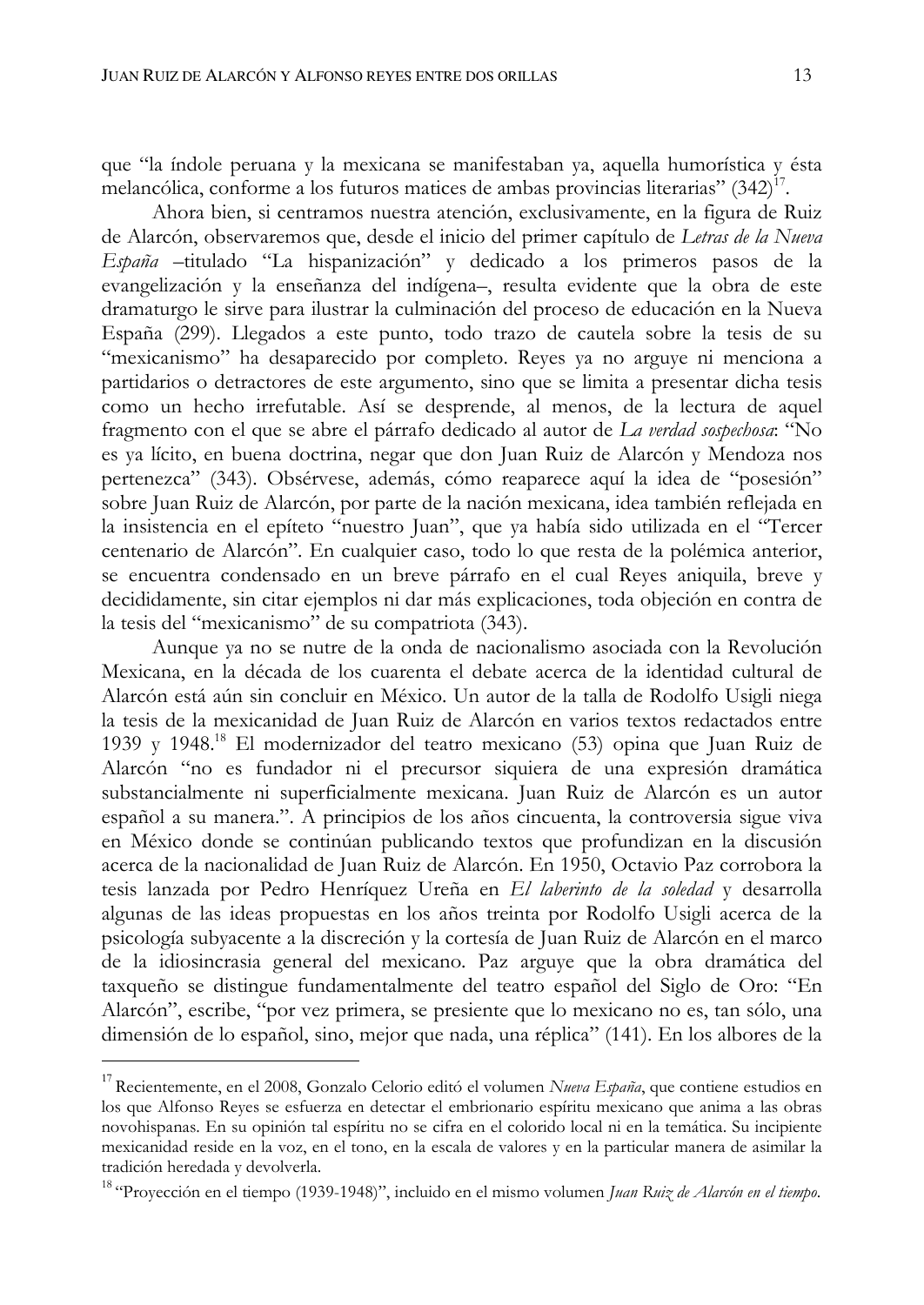que "la índole peruana y la mexicana se manifestaban ya, aquella humorística y ésta melancólica, conforme a los futuros matices de ambas provincias literarias" (342)[17].

Ahora bien, si centramos nuestra atención, exclusivamente, en la figura de Ruiz de Alarcón, observaremos que, desde el inicio del primer capítulo de *Letras de la Nueva España* –titulado "La hispanización" y dedicado a los primeros pasos de la evangelización y la enseñanza del indígena–, resulta evidente que la obra de este dramaturgo le sirve para ilustrar la culminación del proceso de educación en la Nueva España (299). Llegados a este punto, todo trazo de cautela sobre la tesis de su "mexicanismo" ha desaparecido por completo. Reyes ya no arguye ni menciona a partidarios o detractores de este argumento, sino que se limita a presentar dicha tesis como un hecho irrefutable. Así se desprende, al menos, de la lectura de aquel fragmento con el que se abre el párrafo dedicado al autor de *La verdad sospechosa*: "No es ya lícito, en buena doctrina, negar que don Juan Ruiz de Alarcón y Mendoza nos pertenezca" (343). Obsérvese, además, cómo reaparece aquí la idea de "posesión" sobre Juan Ruiz de Alarcón, por parte de la nación mexicana, idea también reflejada en la insistencia en el epíteto "nuestro Juan", que ya había sido utilizada en el "Tercer centenario de Alarcón". En cualquier caso, todo lo que resta de la polémica anterior, se encuentra condensado en un breve párrafo en el cual Reyes aniquila, breve y decididamente, sin citar ejemplos ni dar más explicaciones, toda objeción en contra de la tesis del "mexicanismo" de su compatriota (343).

Aunque ya no se nutre de la onda de nacionalismo asociada con la Revolución Mexicana, en la década de los cuarenta el debate acerca de la identidad cultural de Alarcón está aún sin concluir en México. Un autor de la talla de Rodolfo Usigli niega la tesis de la mexicanidad de Juan Ruiz de Alarcón en varios textos redactados entre 1939 y 1948.[18] El modernizador del teatro mexicano (53) opina que Juan Ruiz de Alarcón "no es fundador ni el precursor siquiera de una expresión dramática substancialmente ni superficialmente mexicana. Juan Ruiz de Alarcón es un autor español a su manera.". A principios de los años cincuenta, la controversia sigue viva en México donde se continúan publicando textos que profundizan en la discusión acerca de la nacionalidad de Juan Ruiz de Alarcón. En 1950, Octavio Paz corrobora la tesis lanzada por Pedro Henríquez Ureña en *El laberinto de la soledad* y desarrolla algunas de las ideas propuestas en los años treinta por Rodolfo Usigli acerca de la psicología subyacente a la discreción y la cortesía de Juan Ruiz de Alarcón en el marco de la idiosincrasia general del mexicano. Paz arguye que la obra dramática del taxqueño se distingue fundamentalmente del teatro español del Siglo de Oro: "En Alarcón", escribe, "por vez primera, se presiente que lo mexicano no es, tan sólo, una dimensión de lo español, sino, mejor que nada, una réplica" (141). En los albores de la

---

[17] Recientemente, en el 2008, Gonzalo Celorio editó el volumen *Nueva España*, que contiene estudios en los que Alfonso Reyes se esfuerza en detectar el embrionario espíritu mexicano que anima a las obras novohispanas. En su opinión tal espíritu no se cifra en el colorido local ni en la temática. Su incipiente mexicanidad reside en la voz, en el tono, en la escala de valores y en la particular manera de asimilar la tradición heredada y devolverla.

[18] "Proyección en el tiempo (1939-1948)", incluido en el mismo volumen *Juan Ruiz de Alarcón en el tiempo*.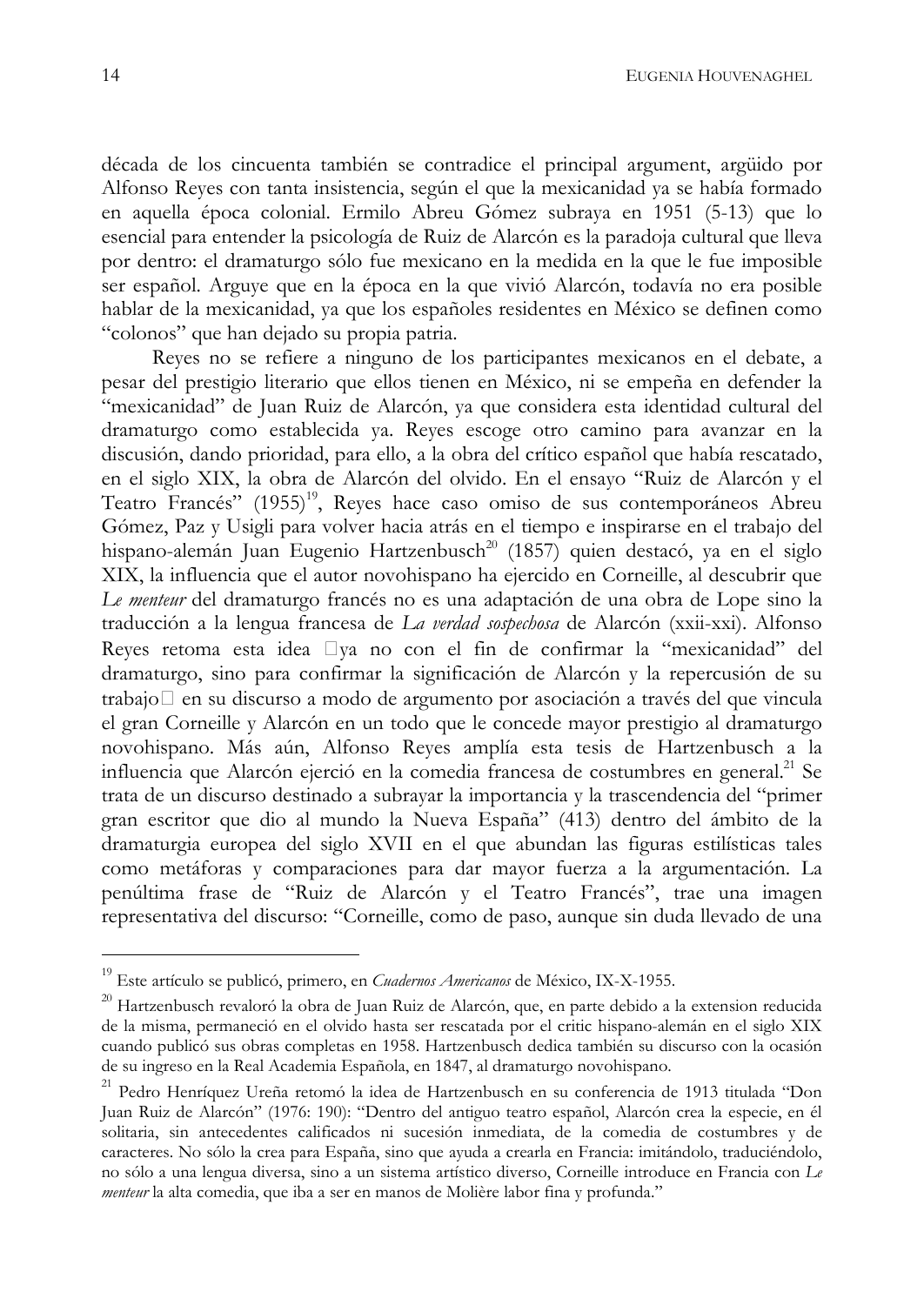década de los cincuenta también se contradice el principal argument, argüido por Alfonso Reyes con tanta insistencia, según el que la mexicanidad ya se había formado en aquella época colonial. Ermilo Abreu Gómez subraya en 1951 (5-13) que lo esencial para entender la psicología de Ruiz de Alarcón es la paradoja cultural que lleva por dentro: el dramaturgo sólo fue mexicano en la medida en la que le fue imposible ser español. Arguye que en la época en la que vivió Alarcón, todavía no era posible hablar de la mexicanidad, ya que los españoles residentes en México se definen como "colonos" que han dejado su propia patria.

Reyes no se refiere a ninguno de los participantes mexicanos en el debate, a pesar del prestigio literario que ellos tienen en México, ni se empeña en defender la "mexicanidad" de Juan Ruiz de Alarcón, ya que considera esta identidad cultural del dramaturgo como establecida ya. Reyes escoge otro camino para avanzar en la discusión, dando prioridad, para ello, a la obra del crítico español que había rescatado, en el siglo XIX, la obra de Alarcón del olvido. En el ensayo "Ruiz de Alarcón y el Teatro Francés" (1955)[19], Reyes hace caso omiso de sus contemporáneos Abreu Gómez, Paz y Usigli para volver hacia atrás en el tiempo e inspirarse en el trabajo del hispano-alemán Juan Eugenio Hartzenbusch[20] (1857) quien destacó, ya en el siglo XIX, la influencia que el autor novohispano ha ejercido en Corneille, al descubrir que *Le menteur* del dramaturgo francés no es una adaptación de una obra de Lope sino la traducción a la lengua francesa de *La verdad sospechosa* de Alarcón (xxii-xxi). Alfonso Reyes retoma esta idea ya no con el fin de confirmar la "mexicanidad" del dramaturgo, sino para confirmar la significación de Alarcón y la repercusión de su trabajo en su discurso a modo de argumento por asociación a través del que vincula el gran Corneille y Alarcón en un todo que le concede mayor prestigio al dramaturgo novohispano. Más aún, Alfonso Reyes amplía esta tesis de Hartzenbusch a la influencia que Alarcón ejerció en la comedia francesa de costumbres en general.[21] Se trata de un discurso destinado a subrayar la importancia y la trascendencia del "primer gran escritor que dio al mundo la Nueva España" (413) dentro del ámbito de la dramaturgia europea del siglo XVII en el que abundan las figuras estilísticas tales como metáforas y comparaciones para dar mayor fuerza a la argumentación. La penúltima frase de "Ruiz de Alarcón y el Teatro Francés", trae una imagen representativa del discurso: "Corneille, como de paso, aunque sin duda llevado de una

---

[19] Este artículo se publicó, primero, en *Cuadernos Americanos* de México, IX-X-1955.

[20] Hartzenbusch revaloró la obra de Juan Ruiz de Alarcón, que, en parte debido a la extension reducida de la misma, permaneció en el olvido hasta ser rescatada por el critic hispano-alemán en el siglo XIX cuando publicó sus obras completas en 1958. Hartzenbusch dedica también su discurso con la ocasión de su ingreso en la Real Academia Española, en 1847, al dramaturgo novohispano.

[21] Pedro Henríquez Ureña retomó la idea de Hartzenbusch en su conferencia de 1913 titulada "Don Juan Ruiz de Alarcón" (1976: 190): "Dentro del antiguo teatro español, Alarcón crea la especie, en él solitaria, sin antecedentes calificados ni sucesión inmediata, de la comedia de costumbres y de caracteres. No sólo la crea para España, sino que ayuda a crearla en Francia: imitándolo, traduciéndolo, no sólo a una lengua diversa, sino a un sistema artístico diverso, Corneille introduce en Francia con *Le menteur* la alta comedia, que iba a ser en manos de Molière labor fina y profunda."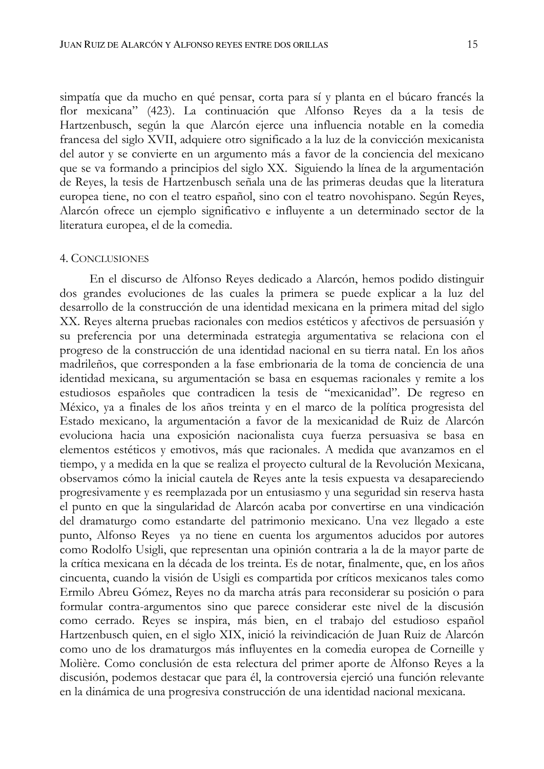simpatía que da mucho en qué pensar, corta para sí y planta en el búcaro francés la flor mexicana" (423). La continuación que Alfonso Reyes da a la tesis de Hartzenbusch, según la que Alarcón ejerce una influencia notable en la comedia francesa del siglo XVII, adquiere otro significado a la luz de la convicción mexicanista del autor y se convierte en un argumento más a favor de la conciencia del mexicano que se va formando a principios del siglo XX. Siguiendo la línea de la argumentación de Reyes, la tesis de Hartzenbusch señala una de las primeras deudas que la literatura europea tiene, no con el teatro español, sino con el teatro novohispano. Según Reyes, Alarcón ofrece un ejemplo significativo e influyente a un determinado sector de la literatura europea, el de la comedia.

## 4. Conclusiones

En el discurso de Alfonso Reyes dedicado a Alarcón, hemos podido distinguir dos grandes evoluciones de las cuales la primera se puede explicar a la luz del desarrollo de la construcción de una identidad mexicana en la primera mitad del siglo XX. Reyes alterna pruebas racionales con medios estéticos y afectivos de persuasión y su preferencia por una determinada estrategia argumentativa se relaciona con el progreso de la construcción de una identidad nacional en su tierra natal. En los años madrileños, que corresponden a la fase embrionaria de la toma de conciencia de una identidad mexicana, su argumentación se basa en esquemas racionales y remite a los estudiosos españoles que contradicen la tesis de "mexicanidad". De regreso en México, ya a finales de los años treinta y en el marco de la política progresista del Estado mexicano, la argumentación a favor de la mexicanidad de Ruiz de Alarcón evoluciona hacia una exposición nacionalista cuya fuerza persuasiva se basa en elementos estéticos y emotivos, más que racionales. A medida que avanzamos en el tiempo, y a medida en la que se realiza el proyecto cultural de la Revolución Mexicana, observamos cómo la inicial cautela de Reyes ante la tesis expuesta va desapareciendo progresivamente y es reemplazada por un entusiasmo y una seguridad sin reserva hasta el punto en que la singularidad de Alarcón acaba por convertirse en una vindicación del dramaturgo como estandarte del patrimonio mexicano. Una vez llegado a este punto, Alfonso Reyes ya no tiene en cuenta los argumentos aducidos por autores como Rodolfo Usigli, que representan una opinión contraria a la de la mayor parte de la crítica mexicana en la década de los treinta. Es de notar, finalmente, que, en los años cincuenta, cuando la visión de Usigli es compartida por críticos mexicanos tales como Ermilo Abreu Gómez, Reyes no da marcha atrás para reconsiderar su posición o para formular contra-argumentos sino que parece considerar este nivel de la discusión como cerrado. Reyes se inspira, más bien, en el trabajo del estudioso español Hartzenbusch quien, en el siglo XIX, inició la reivindicación de Juan Ruiz de Alarcón como uno de los dramaturgos más influyentes en la comedia europea de Corneille y Molière. Como conclusión de esta relectura del primer aporte de Alfonso Reyes a la discusión, podemos destacar que para él, la controversia ejerció una función relevante en la dinámica de una progresiva construcción de una identidad nacional mexicana.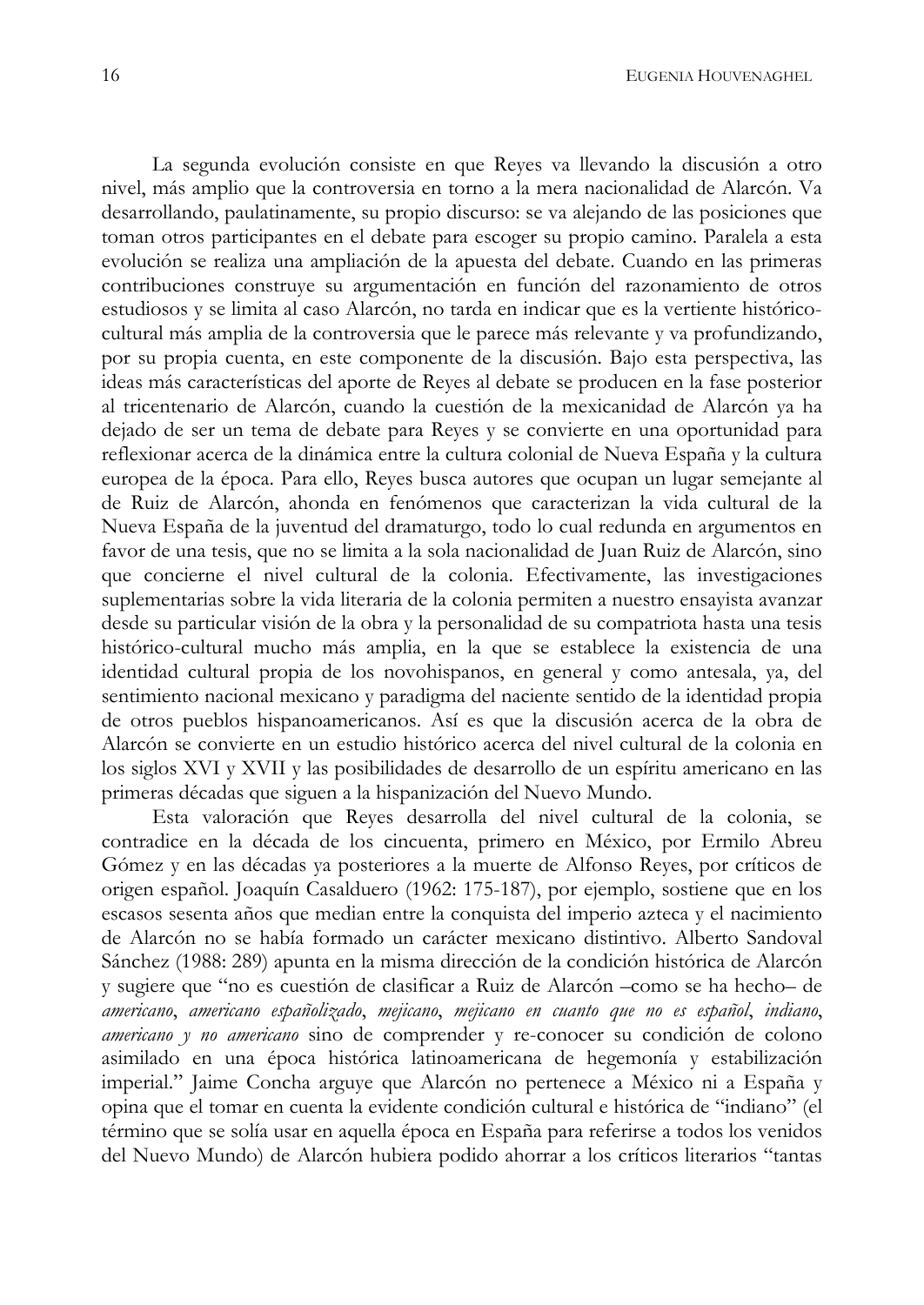La segunda evolución consiste en que Reyes va llevando la discusión a otro nivel, más amplio que la controversia en torno a la mera nacionalidad de Alarcón. Va desarrollando, paulatinamente, su propio discurso: se va alejando de las posiciones que toman otros participantes en el debate para escoger su propio camino. Paralela a esta evolución se realiza una ampliación de la apuesta del debate. Cuando en las primeras contribuciones construye su argumentación en función del razonamiento de otros estudiosos y se limita al caso Alarcón, no tarda en indicar que es la vertiente histórico-cultural más amplia de la controversia que le parece más relevante y va profundizando, por su propia cuenta, en este componente de la discusión. Bajo esta perspectiva, las ideas más características del aporte de Reyes al debate se producen en la fase posterior al tricentenario de Alarcón, cuando la cuestión de la mexicanidad de Alarcón ya ha dejado de ser un tema de debate para Reyes y se convierte en una oportunidad para reflexionar acerca de la dinámica entre la cultura colonial de Nueva España y la cultura europea de la época. Para ello, Reyes busca autores que ocupan un lugar semejante al de Ruiz de Alarcón, ahonda en fenómenos que caracterizan la vida cultural de la Nueva España de la juventud del dramaturgo, todo lo cual redunda en argumentos en favor de una tesis, que no se limita a la sola nacionalidad de Juan Ruiz de Alarcón, sino que concierne el nivel cultural de la colonia. Efectivamente, las investigaciones suplementarias sobre la vida literaria de la colonia permiten a nuestro ensayista avanzar desde su particular visión de la obra y la personalidad de su compatriota hasta una tesis histórico-cultural mucho más amplia, en la que se establece la existencia de una identidad cultural propia de los novohispanos, en general y como antesala, ya, del sentimiento nacional mexicano y paradigma del naciente sentido de la identidad propia de otros pueblos hispanoamericanos. Así es que la discusión acerca de la obra de Alarcón se convierte en un estudio histórico acerca del nivel cultural de la colonia en los siglos XVI y XVII y las posibilidades de desarrollo de un espíritu americano en las primeras décadas que siguen a la hispanización del Nuevo Mundo.

Esta valoración que Reyes desarrolla del nivel cultural de la colonia, se contradice en la década de los cincuenta, primero en México, por Ermilo Abreu Gómez y en las décadas ya posteriores a la muerte de Alfonso Reyes, por críticos de origen español. Joaquín Casalduero (1962: 175-187), por ejemplo, sostiene que en los escasos sesenta años que median entre la conquista del imperio azteca y el nacimiento de Alarcón no se había formado un carácter mexicano distintivo. Alberto Sandoval Sánchez (1988: 289) apunta en la misma dirección de la condición histórica de Alarcón y sugiere que "no es cuestión de clasificar a Ruiz de Alarcón –como se ha hecho– de *americano*, *americano españolizado*, *mejicano*, *mejicano en cuanto que no es español*, *indiano*, *americano y no americano* sino de comprender y re-conocer su condición de colono asimilado en una época histórica latinoamericana de hegemonía y estabilización imperial." Jaime Concha arguye que Alarcón no pertenece a México ni a España y opina que el tomar en cuenta la evidente condición cultural e histórica de "indiano" (el término que se solía usar en aquella época en España para referirse a todos los venidos del Nuevo Mundo) de Alarcón hubiera podido ahorrar a los críticos literarios "tantas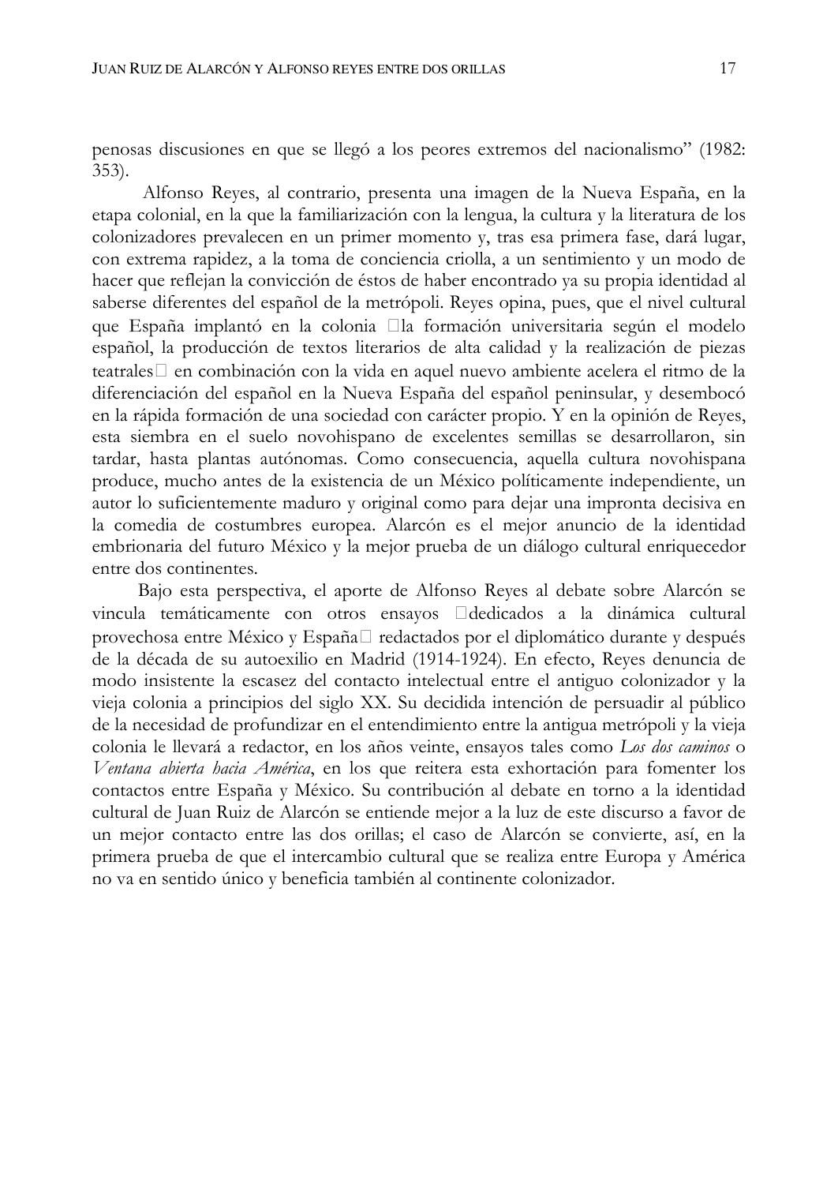penosas discusiones en que se llegó a los peores extremos del nacionalismo" (1982: 353).

Alfonso Reyes, al contrario, presenta una imagen de la Nueva España, en la etapa colonial, en la que la familiarización con la lengua, la cultura y la literatura de los colonizadores prevalecen en un primer momento y, tras esa primera fase, dará lugar, con extrema rapidez, a la toma de conciencia criolla, a un sentimiento y un modo de hacer que reflejan la convicción de éstos de haber encontrado ya su propia identidad al saberse diferentes del español de la metrópoli. Reyes opina, pues, que el nivel cultural que España implantó en la colonia —la formación universitaria según el modelo español, la producción de textos literarios de alta calidad y la realización de piezas teatrales— en combinación con la vida en aquel nuevo ambiente acelera el ritmo de la diferenciación del español en la Nueva España del español peninsular, y desembocó en la rápida formación de una sociedad con carácter propio. Y en la opinión de Reyes, esta siembra en el suelo novohispano de excelentes semillas se desarrollaron, sin tardar, hasta plantas autónomas. Como consecuencia, aquella cultura novohispana produce, mucho antes de la existencia de un México políticamente independiente, un autor lo suficientemente maduro y original como para dejar una impronta decisiva en la comedia de costumbres europea. Alarcón es el mejor anuncio de la identidad embrionaria del futuro México y la mejor prueba de un diálogo cultural enriquecedor entre dos continentes.

Bajo esta perspectiva, el aporte de Alfonso Reyes al debate sobre Alarcón se vincula temáticamente con otros ensayos —dedicados a la dinámica cultural provechosa entre México y España— redactados por el diplomático durante y después de la década de su autoexilio en Madrid (1914-1924). En efecto, Reyes denuncia de modo insistente la escasez del contacto intelectual entre el antiguo colonizador y la vieja colonia a principios del siglo XX. Su decidida intención de persuadir al público de la necesidad de profundizar en el entendimiento entre la antigua metrópoli y la vieja colonia le llevará a redactor, en los años veinte, ensayos tales como *Los dos caminos* o *Ventana abierta hacia América*, en los que reitera esta exhortación para fomenter los contactos entre España y México. Su contribución al debate en torno a la identidad cultural de Juan Ruiz de Alarcón se entiende mejor a la luz de este discurso a favor de un mejor contacto entre las dos orillas; el caso de Alarcón se convierte, así, en la primera prueba de que el intercambio cultural que se realiza entre Europa y América no va en sentido único y beneficia también al continente colonizador.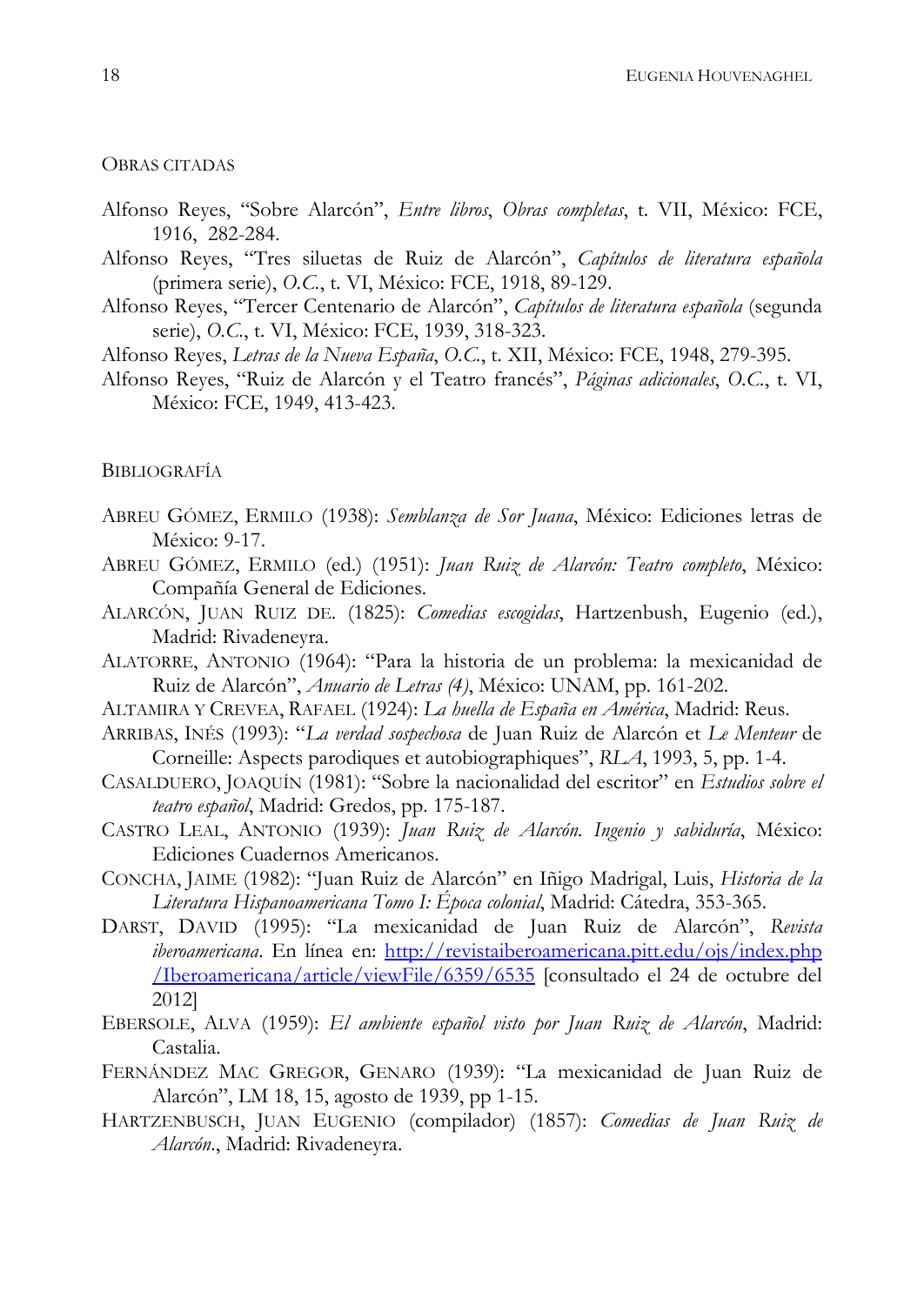## Obras citadas

Alfonso Reyes, "Sobre Alarcón", *Entre libros*, *Obras completas*, t. VII, México: FCE, 1916, 282-284.

Alfonso Reyes, "Tres siluetas de Ruiz de Alarcón", *Capítulos de literatura española* (primera serie), *O.C.*, t. VI, México: FCE, 1918, 89-129.

Alfonso Reyes, "Tercer Centenario de Alarcón", *Capítulos de literatura española* (segunda serie), *O.C.*, t. VI, México: FCE, 1939, 318-323.

Alfonso Reyes, *Letras de la Nueva España*, *O.C.*, t. XII, México: FCE, 1948, 279-395.

Alfonso Reyes, "Ruiz de Alarcón y el Teatro francés", *Páginas adicionales*, *O.C.*, t. VI, México: FCE, 1949, 413-423.

## Bibliografía

Abreu Gómez, Ermilo (1938): *Semblanza de Sor Juana*, México: Ediciones letras de México: 9-17.

Abreu Gómez, Ermilo (ed.) (1951): *Juan Ruiz de Alarcón: Teatro completo*, México: Compañía General de Ediciones.

Alarcón, Juan Ruiz de. (1825): *Comedias escogidas*, Hartzenbush, Eugenio (ed.), Madrid: Rivadeneyra.

Alatorre, Antonio (1964): "Para la historia de un problema: la mexicanidad de Ruiz de Alarcón", *Anuario de Letras (4)*, México: UNAM, pp. 161-202.

Altamira y Crevea, Rafael (1924): *La huella de España en América*, Madrid: Reus.

Arribas, Inés (1993): "*La verdad sospechosa* de Juan Ruiz de Alarcón et *Le Menteur* de Corneille: Aspects parodiques et autobiographiques", *RLA*, 1993, 5, pp. 1-4.

Casalduero, Joaquín (1981): "Sobre la nacionalidad del escritor" en *Estudios sobre el teatro español*, Madrid: Gredos, pp. 175-187.

Castro Leal, Antonio (1939): *Juan Ruiz de Alarcón. Ingenio y sabiduría*, México: Ediciones Cuadernos Americanos.

Concha, Jaime (1982): "Juan Ruiz de Alarcón" en Iñigo Madrigal, Luis, *Historia de la Literatura Hispanoamericana Tomo I: Época colonial*, Madrid: Cátedra, 353-365.

Darst, David (1995): "La mexicanidad de Juan Ruiz de Alarcón", *Revista iberoamericana*. En línea en: http://revistaiberoamericana.pitt.edu/ojs/index.php/Iberoamericana/article/viewFile/6359/6535 [consultado el 24 de octubre del 2012]

Ebersole, Alva (1959): *El ambiente español visto por Juan Ruiz de Alarcón*, Madrid: Castalia.

Fernández Mac Gregor, Genaro (1939): "La mexicanidad de Juan Ruiz de Alarcón", LM 18, 15, agosto de 1939, pp 1-15.

Hartzenbusch, Juan Eugenio (compilador) (1857): *Comedias de Juan Ruiz de Alarcón.*, Madrid: Rivadeneyra.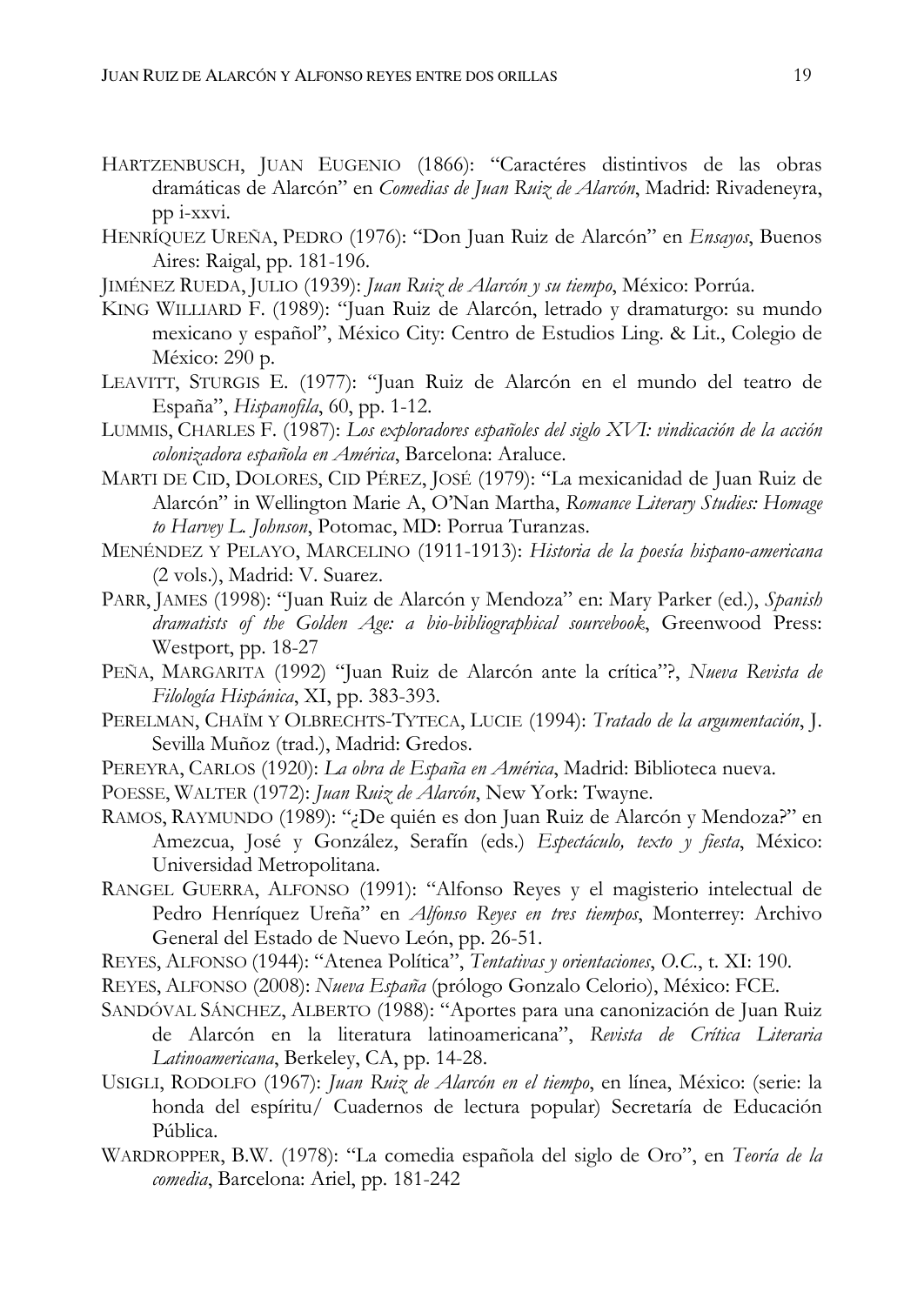HARTZENBUSCH, JUAN EUGENIO (1866): "Caractéres distintivos de las obras dramáticas de Alarcón" en *Comedias de Juan Ruiz de Alarcón*, Madrid: Rivadeneyra, pp i-xxvi.

HENRÍQUEZ UREÑA, PEDRO (1976): "Don Juan Ruiz de Alarcón" en *Ensayos*, Buenos Aires: Raigal, pp. 181-196.

JIMÉNEZ RUEDA, JULIO (1939): *Juan Ruiz de Alarcón y su tiempo*, México: Porrúa.

KING WILLIARD F. (1989): "Juan Ruiz de Alarcón, letrado y dramaturgo: su mundo mexicano y español", México City: Centro de Estudios Ling. & Lit., Colegio de México: 290 p.

LEAVITT, STURGIS E. (1977): "Juan Ruiz de Alarcón en el mundo del teatro de España", *Hispanofila*, 60, pp. 1-12.

LUMMIS, CHARLES F. (1987): *Los exploradores españoles del siglo XVI: vindicación de la acción colonizadora española en América*, Barcelona: Araluce.

MARTI DE CID, DOLORES, CID PÉREZ, JOSÉ (1979): "La mexicanidad de Juan Ruiz de Alarcón" in Wellington Marie A, O'Nan Martha, *Romance Literary Studies: Homage to Harvey L. Johnson*, Potomac, MD: Porrua Turanzas.

MENÉNDEZ Y PELAYO, MARCELINO (1911-1913): *Historia de la poesía hispano-americana* (2 vols.), Madrid: V. Suarez.

PARR, JAMES (1998): "Juan Ruiz de Alarcón y Mendoza" en: Mary Parker (ed.), *Spanish dramatists of the Golden Age: a bio-bibliographical sourcebook*, Greenwood Press: Westport, pp. 18-27

PEÑA, MARGARITA (1992) "Juan Ruiz de Alarcón ante la crítica"?, *Nueva Revista de Filología Hispánica*, XI, pp. 383-393.

PERELMAN, CHAÏM Y OLBRECHTS-TYTECA, LUCIE (1994): *Tratado de la argumentación*, J. Sevilla Muñoz (trad.), Madrid: Gredos.

PEREYRA, CARLOS (1920): *La obra de España en América*, Madrid: Biblioteca nueva.

POESSE, WALTER (1972): *Juan Ruiz de Alarcón*, New York: Twayne.

RAMOS, RAYMUNDO (1989): "¿De quién es don Juan Ruiz de Alarcón y Mendoza?" en Amezcua, José y González, Serafín (eds.) *Espectáculo, texto y fiesta*, México: Universidad Metropolitana.

RANGEL GUERRA, ALFONSO (1991): "Alfonso Reyes y el magisterio intelectual de Pedro Henríquez Ureña" en *Alfonso Reyes en tres tiempos*, Monterrey: Archivo General del Estado de Nuevo León, pp. 26-51.

REYES, ALFONSO (1944): "Atenea Política", *Tentativas y orientaciones*, *O.C.*, t. XI: 190.

REYES, ALFONSO (2008): *Nueva España* (prólogo Gonzalo Celorio), México: FCE.

SANDÓVAL SÁNCHEZ, ALBERTO (1988): "Aportes para una canonización de Juan Ruiz de Alarcón en la literatura latinoamericana", *Revista de Crítica Literaria Latinoamericana*, Berkeley, CA, pp. 14-28.

USIGLI, RODOLFO (1967): *Juan Ruiz de Alarcón en el tiempo*, en línea, México: (serie: la honda del espíritu/ Cuadernos de lectura popular) Secretaría de Educación Pública.

WARDROPPER, B.W. (1978): "La comedia española del siglo de Oro", en *Teoría de la comedia*, Barcelona: Ariel, pp. 181-242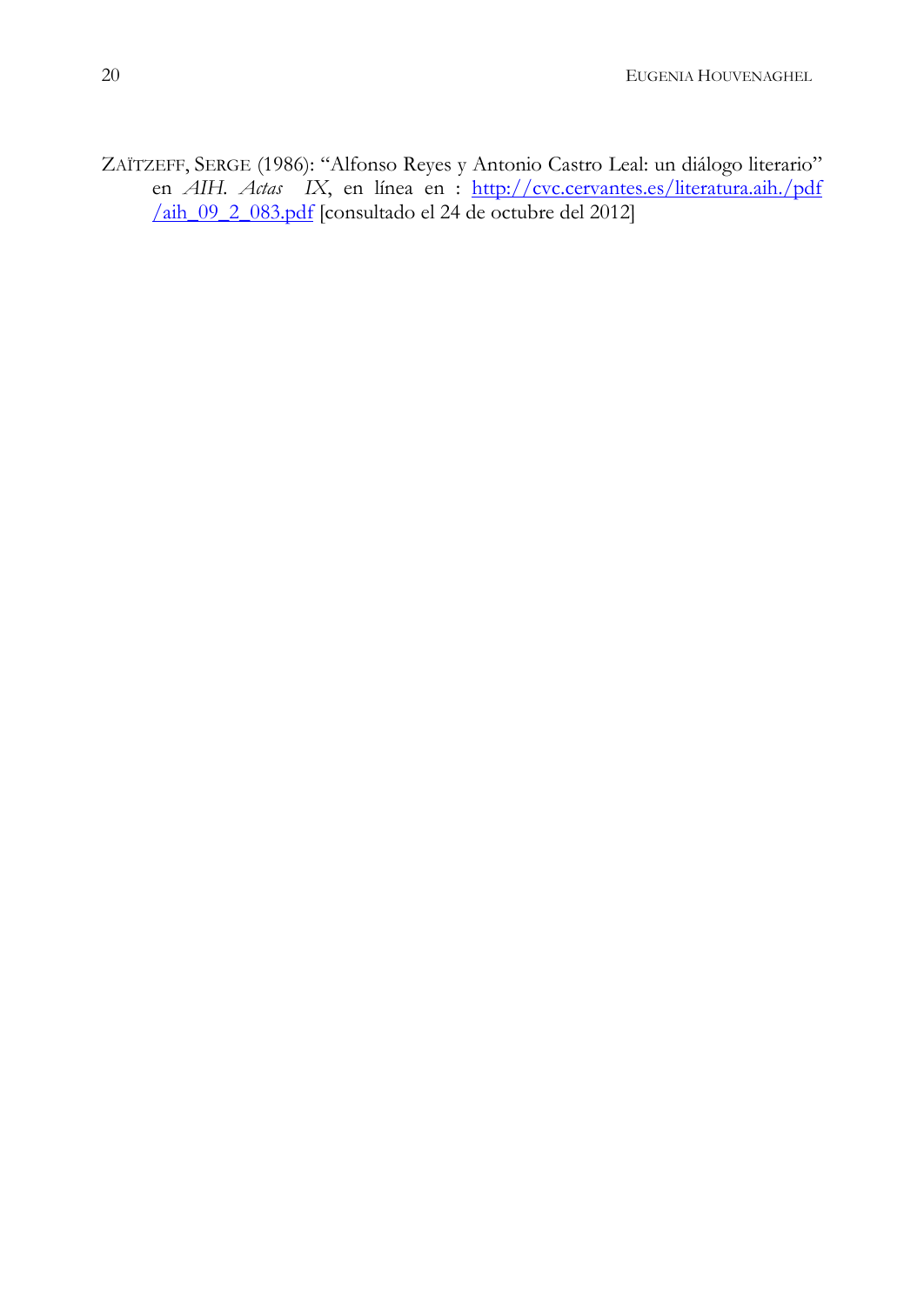ZAÏTZEFF, SERGE (1986): "Alfonso Reyes y Antonio Castro Leal: un diálogo literario" en *AIH. Actas IX*, en línea en : http://cvc.cervantes.es/literatura.aih./pdf/aih_09_2_083.pdf [consultado el 24 de octubre del 2012]